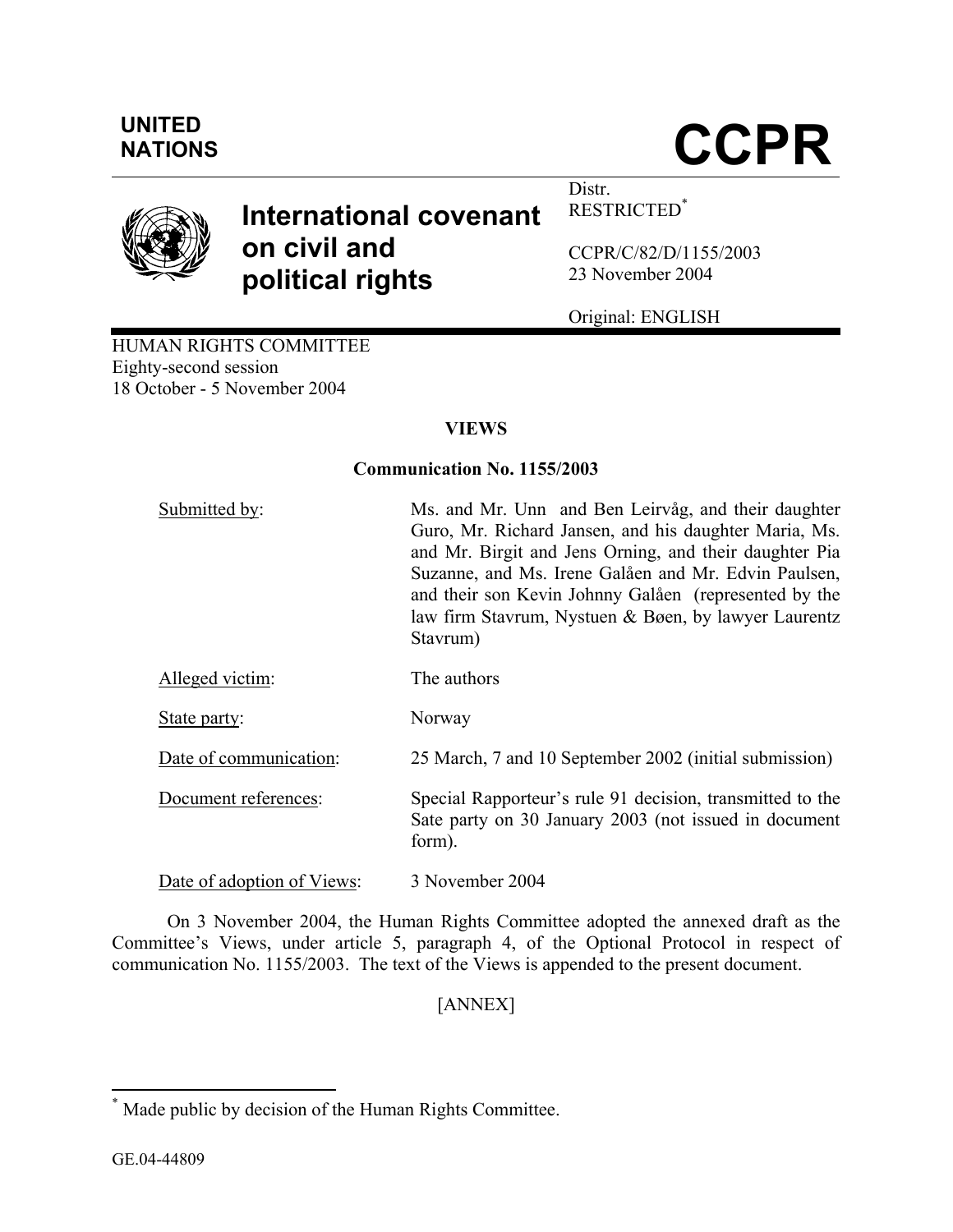UNITED NATIONS

# CCPR

## International covenant on civil and political rights

Distr.
RESTRICTED[*]

CCPR/C/82/D/1155/2003
23 November 2004

Original: ENGLISH

HUMAN RIGHTS COMMITTEE
Eighty-second session
18 October - 5 November 2004

**VIEWS**

**Communication No. 1155/2003**

| | |
|---|---|
| Submitted by: | Ms. and Mr. Unn and Ben Leirvåg, and their daughter Guro, Mr. Richard Jansen, and his daughter Maria, Ms. and Mr. Birgit and Jens Orning, and their daughter Pia Suzanne, and Ms. Irene Galåen and Mr. Edvin Paulsen, and their son Kevin Johnny Galåen (represented by the law firm Stavrum, Nystuen & Bøen, by lawyer Laurentz Stavrum) |
| Alleged victim: | The authors |
| State party: | Norway |
| Date of communication: | 25 March, 7 and 10 September 2002 (initial submission) |
| Document references: | Special Rapporteur's rule 91 decision, transmitted to the Sate party on 30 January 2003 (not issued in document form). |
| Date of adoption of Views: | 3 November 2004 |

On 3 November 2004, the Human Rights Committee adopted the annexed draft as the Committee's Views, under article 5, paragraph 4, of the Optional Protocol in respect of communication No. 1155/2003. The text of the Views is appended to the present document.

[ANNEX]

[*] Made public by decision of the Human Rights Committee.

GE.04-44809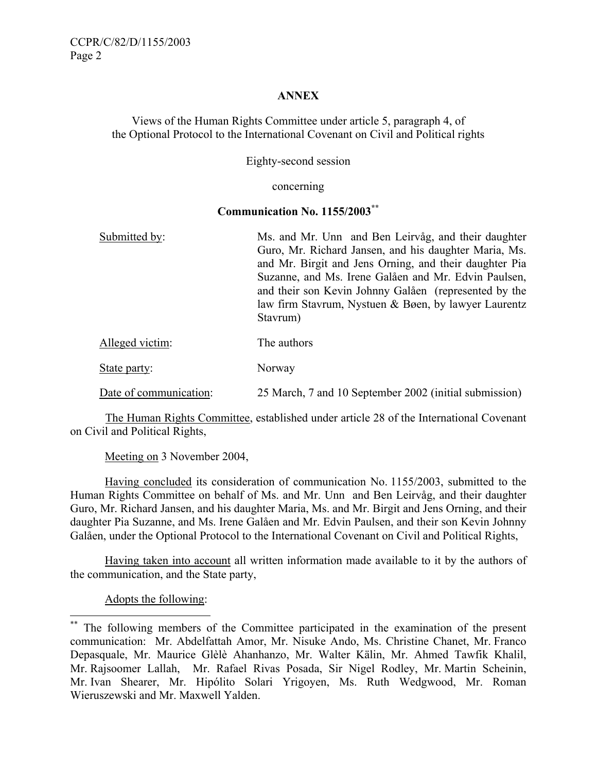## ANNEX

Views of the Human Rights Committee under article 5, paragraph 4, of the Optional Protocol to the International Covenant on Civil and Political rights

Eighty-second session

concerning

**Communication No. 1155/2003**[**]

| | |
|---|---|
| Submitted by: | Ms. and Mr. Unn and Ben Leirvåg, and their daughter Guro, Mr. Richard Jansen, and his daughter Maria, Ms. and Mr. Birgit and Jens Orning, and their daughter Pia Suzanne, and Ms. Irene Galåen and Mr. Edvin Paulsen, and their son Kevin Johnny Galåen (represented by the law firm Stavrum, Nystuen & Bøen, by lawyer Laurentz Stavrum) |
| Alleged victim: | The authors |
| State party: | Norway |
| Date of communication: | 25 March, 7 and 10 September 2002 (initial submission) |

The Human Rights Committee, established under article 28 of the International Covenant on Civil and Political Rights,

Meeting on 3 November 2004,

Having concluded its consideration of communication No. 1155/2003, submitted to the Human Rights Committee on behalf of Ms. and Mr. Unn and Ben Leirvåg, and their daughter Guro, Mr. Richard Jansen, and his daughter Maria, Ms. and Mr. Birgit and Jens Orning, and their daughter Pia Suzanne, and Ms. Irene Galåen and Mr. Edvin Paulsen, and their son Kevin Johnny Galåen, under the Optional Protocol to the International Covenant on Civil and Political Rights,

Having taken into account all written information made available to it by the authors of the communication, and the State party,

Adopts the following:

---

[**] The following members of the Committee participated in the examination of the present communication: Mr. Abdelfattah Amor, Mr. Nisuke Ando, Ms. Christine Chanet, Mr. Franco Depasquale, Mr. Maurice Glèlè Ahanhanzo, Mr. Walter Kälin, Mr. Ahmed Tawfik Khalil, Mr. Rajsoomer Lallah, Mr. Rafael Rivas Posada, Sir Nigel Rodley, Mr. Martin Scheinin, Mr. Ivan Shearer, Mr. Hipólito Solari Yrigoyen, Ms. Ruth Wedgwood, Mr. Roman Wieruszewski and Mr. Maxwell Yalden.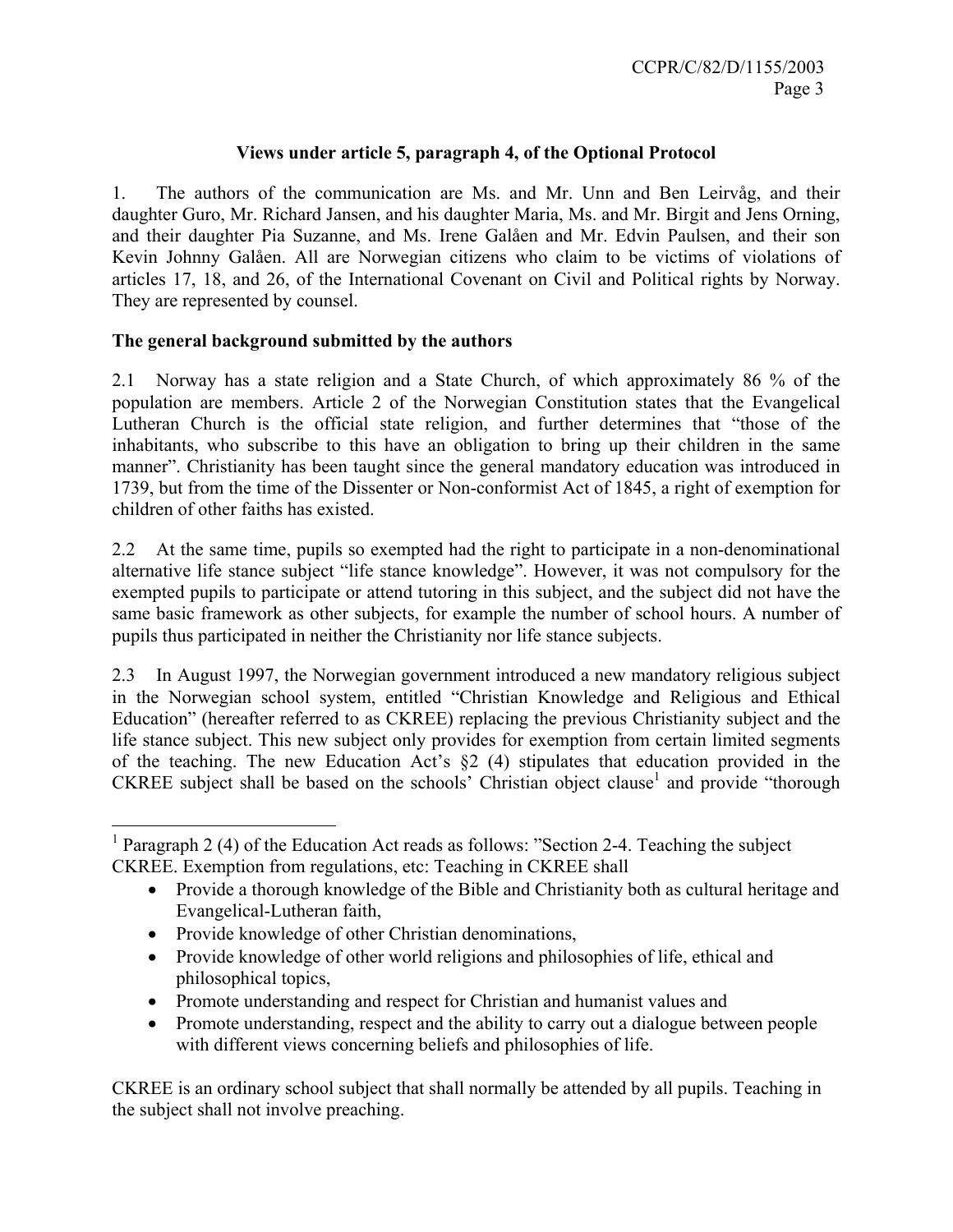### Views under article 5, paragraph 4, of the Optional Protocol

1. The authors of the communication are Ms. and Mr. Unn and Ben Leirvåg, and their daughter Guro, Mr. Richard Jansen, and his daughter Maria, Ms. and Mr. Birgit and Jens Orning, and their daughter Pia Suzanne, and Ms. Irene Galåen and Mr. Edvin Paulsen, and their son Kevin Johnny Galåen. All are Norwegian citizens who claim to be victims of violations of articles 17, 18, and 26, of the International Covenant on Civil and Political rights by Norway. They are represented by counsel.

**The general background submitted by the authors**

2.1 Norway has a state religion and a State Church, of which approximately 86 % of the population are members. Article 2 of the Norwegian Constitution states that the Evangelical Lutheran Church is the official state religion, and further determines that "those of the inhabitants, who subscribe to this have an obligation to bring up their children in the same manner". Christianity has been taught since the general mandatory education was introduced in 1739, but from the time of the Dissenter or Non-conformist Act of 1845, a right of exemption for children of other faiths has existed.

2.2 At the same time, pupils so exempted had the right to participate in a non-denominational alternative life stance subject "life stance knowledge". However, it was not compulsory for the exempted pupils to participate or attend tutoring in this subject, and the subject did not have the same basic framework as other subjects, for example the number of school hours. A number of pupils thus participated in neither the Christianity nor life stance subjects.

2.3 In August 1997, the Norwegian government introduced a new mandatory religious subject in the Norwegian school system, entitled "Christian Knowledge and Religious and Ethical Education" (hereafter referred to as CKREE) replacing the previous Christianity subject and the life stance subject. This new subject only provides for exemption from certain limited segments of the teaching. The new Education Act's §2 (4) stipulates that education provided in the CKREE subject shall be based on the schools' Christian object clause[1] and provide "thorough

---

[1] Paragraph 2 (4) of the Education Act reads as follows: "Section 2-4. Teaching the subject CKREE. Exemption from regulations, etc: Teaching in CKREE shall

- Provide a thorough knowledge of the Bible and Christianity both as cultural heritage and Evangelical-Lutheran faith,
- Provide knowledge of other Christian denominations,
- Provide knowledge of other world religions and philosophies of life, ethical and philosophical topics,
- Promote understanding and respect for Christian and humanist values and
- Promote understanding, respect and the ability to carry out a dialogue between people with different views concerning beliefs and philosophies of life.

CKREE is an ordinary school subject that shall normally be attended by all pupils. Teaching in the subject shall not involve preaching.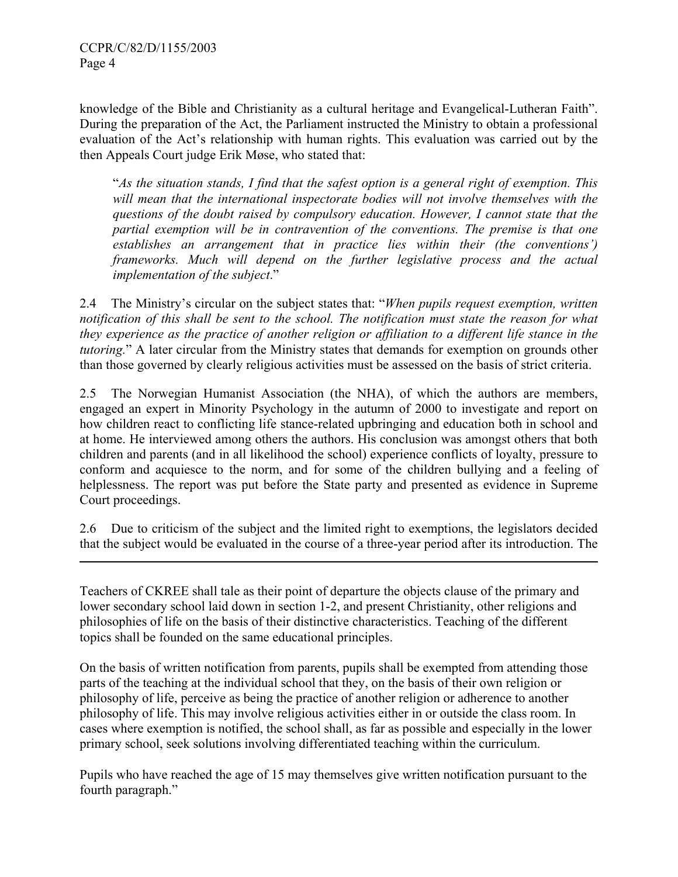knowledge of the Bible and Christianity as a cultural heritage and Evangelical-Lutheran Faith". During the preparation of the Act, the Parliament instructed the Ministry to obtain a professional evaluation of the Act's relationship with human rights. This evaluation was carried out by the then Appeals Court judge Erik Møse, who stated that:

> "*As the situation stands, I find that the safest option is a general right of exemption. This will mean that the international inspectorate bodies will not involve themselves with the questions of the doubt raised by compulsory education. However, I cannot state that the partial exemption will be in contravention of the conventions. The premise is that one establishes an arrangement that in practice lies within their (the conventions') frameworks. Much will depend on the further legislative process and the actual implementation of the subject*."

2.4 The Ministry's circular on the subject states that: "*When pupils request exemption, written notification of this shall be sent to the school. The notification must state the reason for what they experience as the practice of another religion or affiliation to a different life stance in the tutoring.*" A later circular from the Ministry states that demands for exemption on grounds other than those governed by clearly religious activities must be assessed on the basis of strict criteria.

2.5 The Norwegian Humanist Association (the NHA), of which the authors are members, engaged an expert in Minority Psychology in the autumn of 2000 to investigate and report on how children react to conflicting life stance-related upbringing and education both in school and at home. He interviewed among others the authors. His conclusion was amongst others that both children and parents (and in all likelihood the school) experience conflicts of loyalty, pressure to conform and acquiesce to the norm, and for some of the children bullying and a feeling of helplessness. The report was put before the State party and presented as evidence in Supreme Court proceedings.

2.6 Due to criticism of the subject and the limited right to exemptions, the legislators decided that the subject would be evaluated in the course of a three-year period after its introduction. The

---

Teachers of CKREE shall tale as their point of departure the objects clause of the primary and lower secondary school laid down in section 1-2, and present Christianity, other religions and philosophies of life on the basis of their distinctive characteristics. Teaching of the different topics shall be founded on the same educational principles.

On the basis of written notification from parents, pupils shall be exempted from attending those parts of the teaching at the individual school that they, on the basis of their own religion or philosophy of life, perceive as being the practice of another religion or adherence to another philosophy of life. This may involve religious activities either in or outside the class room. In cases where exemption is notified, the school shall, as far as possible and especially in the lower primary school, seek solutions involving differentiated teaching within the curriculum.

Pupils who have reached the age of 15 may themselves give written notification pursuant to the fourth paragraph."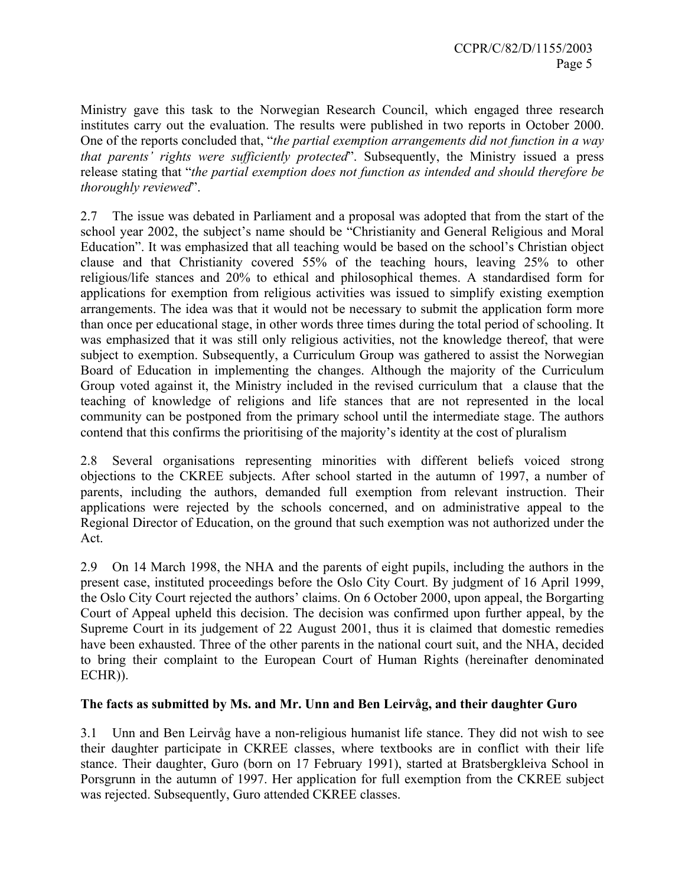Ministry gave this task to the Norwegian Research Council, which engaged three research institutes carry out the evaluation. The results were published in two reports in October 2000. One of the reports concluded that, "*the partial exemption arrangements did not function in a way that parents' rights were sufficiently protected*". Subsequently, the Ministry issued a press release stating that "*the partial exemption does not function as intended and should therefore be thoroughly reviewed*".

2.7 The issue was debated in Parliament and a proposal was adopted that from the start of the school year 2002, the subject's name should be "Christianity and General Religious and Moral Education". It was emphasized that all teaching would be based on the school's Christian object clause and that Christianity covered 55% of the teaching hours, leaving 25% to other religious/life stances and 20% to ethical and philosophical themes. A standardised form for applications for exemption from religious activities was issued to simplify existing exemption arrangements. The idea was that it would not be necessary to submit the application form more than once per educational stage, in other words three times during the total period of schooling. It was emphasized that it was still only religious activities, not the knowledge thereof, that were subject to exemption. Subsequently, a Curriculum Group was gathered to assist the Norwegian Board of Education in implementing the changes. Although the majority of the Curriculum Group voted against it, the Ministry included in the revised curriculum that a clause that the teaching of knowledge of religions and life stances that are not represented in the local community can be postponed from the primary school until the intermediate stage. The authors contend that this confirms the prioritising of the majority's identity at the cost of pluralism

2.8 Several organisations representing minorities with different beliefs voiced strong objections to the CKREE subjects. After school started in the autumn of 1997, a number of parents, including the authors, demanded full exemption from relevant instruction. Their applications were rejected by the schools concerned, and on administrative appeal to the Regional Director of Education, on the ground that such exemption was not authorized under the Act.

2.9 On 14 March 1998, the NHA and the parents of eight pupils, including the authors in the present case, instituted proceedings before the Oslo City Court. By judgment of 16 April 1999, the Oslo City Court rejected the authors' claims. On 6 October 2000, upon appeal, the Borgarting Court of Appeal upheld this decision. The decision was confirmed upon further appeal, by the Supreme Court in its judgement of 22 August 2001, thus it is claimed that domestic remedies have been exhausted. Three of the other parents in the national court suit, and the NHA, decided to bring their complaint to the European Court of Human Rights (hereinafter denominated ECHR)).

**The facts as submitted by Ms. and Mr. Unn and Ben Leirvåg, and their daughter Guro**

3.1 Unn and Ben Leirvåg have a non-religious humanist life stance. They did not wish to see their daughter participate in CKREE classes, where textbooks are in conflict with their life stance. Their daughter, Guro (born on 17 February 1991), started at Bratsbergkleiva School in Porsgrunn in the autumn of 1997. Her application for full exemption from the CKREE subject was rejected. Subsequently, Guro attended CKREE classes.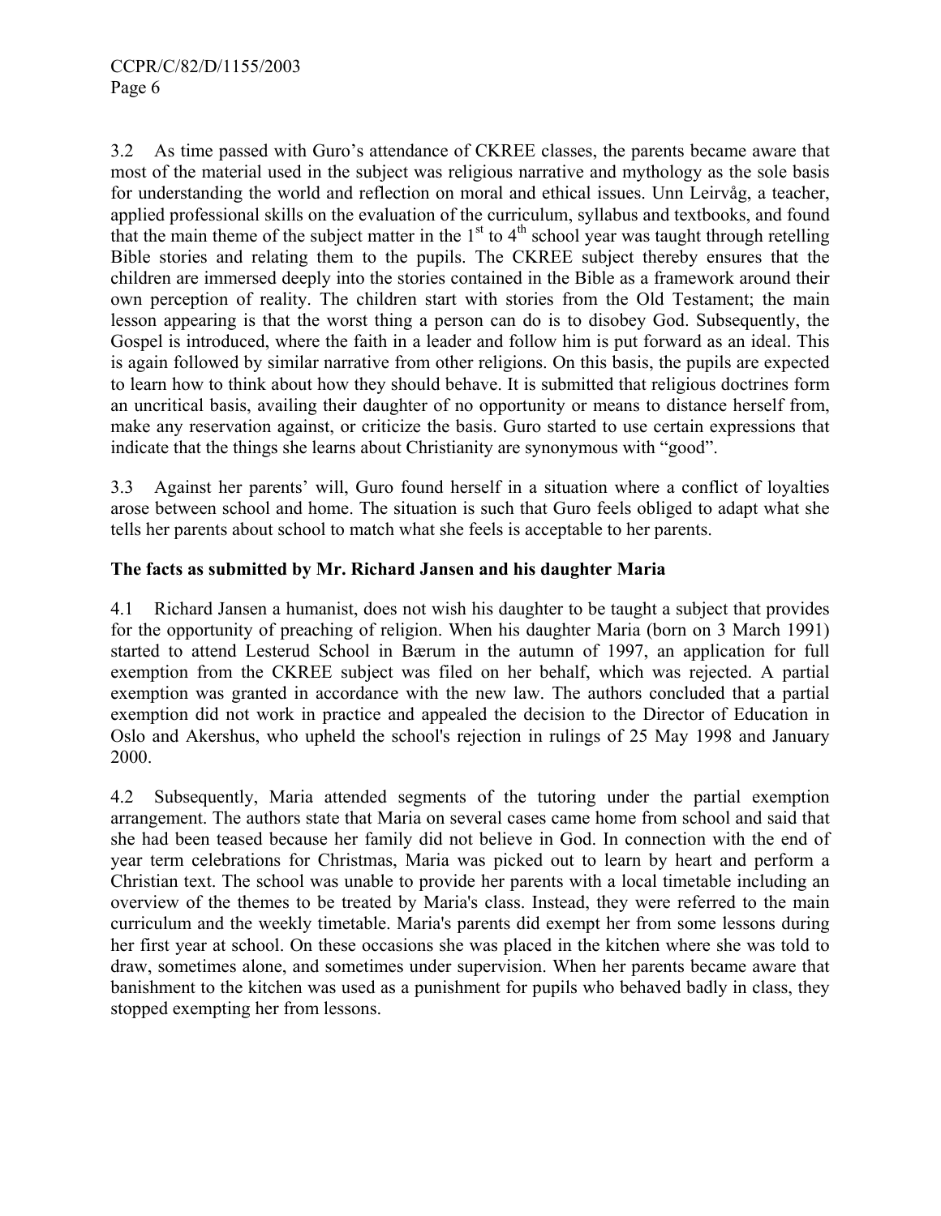3.2 As time passed with Guro's attendance of CKREE classes, the parents became aware that most of the material used in the subject was religious narrative and mythology as the sole basis for understanding the world and reflection on moral and ethical issues. Unn Leirvåg, a teacher, applied professional skills on the evaluation of the curriculum, syllabus and textbooks, and found that the main theme of the subject matter in the 1st to 4th school year was taught through retelling Bible stories and relating them to the pupils. The CKREE subject thereby ensures that the children are immersed deeply into the stories contained in the Bible as a framework around their own perception of reality. The children start with stories from the Old Testament; the main lesson appearing is that the worst thing a person can do is to disobey God. Subsequently, the Gospel is introduced, where the faith in a leader and follow him is put forward as an ideal. This is again followed by similar narrative from other religions. On this basis, the pupils are expected to learn how to think about how they should behave. It is submitted that religious doctrines form an uncritical basis, availing their daughter of no opportunity or means to distance herself from, make any reservation against, or criticize the basis. Guro started to use certain expressions that indicate that the things she learns about Christianity are synonymous with "good".

3.3 Against her parents' will, Guro found herself in a situation where a conflict of loyalties arose between school and home. The situation is such that Guro feels obliged to adapt what she tells her parents about school to match what she feels is acceptable to her parents.

**The facts as submitted by Mr. Richard Jansen and his daughter Maria**

4.1 Richard Jansen a humanist, does not wish his daughter to be taught a subject that provides for the opportunity of preaching of religion. When his daughter Maria (born on 3 March 1991) started to attend Lesterud School in Bærum in the autumn of 1997, an application for full exemption from the CKREE subject was filed on her behalf, which was rejected. A partial exemption was granted in accordance with the new law. The authors concluded that a partial exemption did not work in practice and appealed the decision to the Director of Education in Oslo and Akershus, who upheld the school's rejection in rulings of 25 May 1998 and January 2000.

4.2 Subsequently, Maria attended segments of the tutoring under the partial exemption arrangement. The authors state that Maria on several cases came home from school and said that she had been teased because her family did not believe in God. In connection with the end of year term celebrations for Christmas, Maria was picked out to learn by heart and perform a Christian text. The school was unable to provide her parents with a local timetable including an overview of the themes to be treated by Maria's class. Instead, they were referred to the main curriculum and the weekly timetable. Maria's parents did exempt her from some lessons during her first year at school. On these occasions she was placed in the kitchen where she was told to draw, sometimes alone, and sometimes under supervision. When her parents became aware that banishment to the kitchen was used as a punishment for pupils who behaved badly in class, they stopped exempting her from lessons.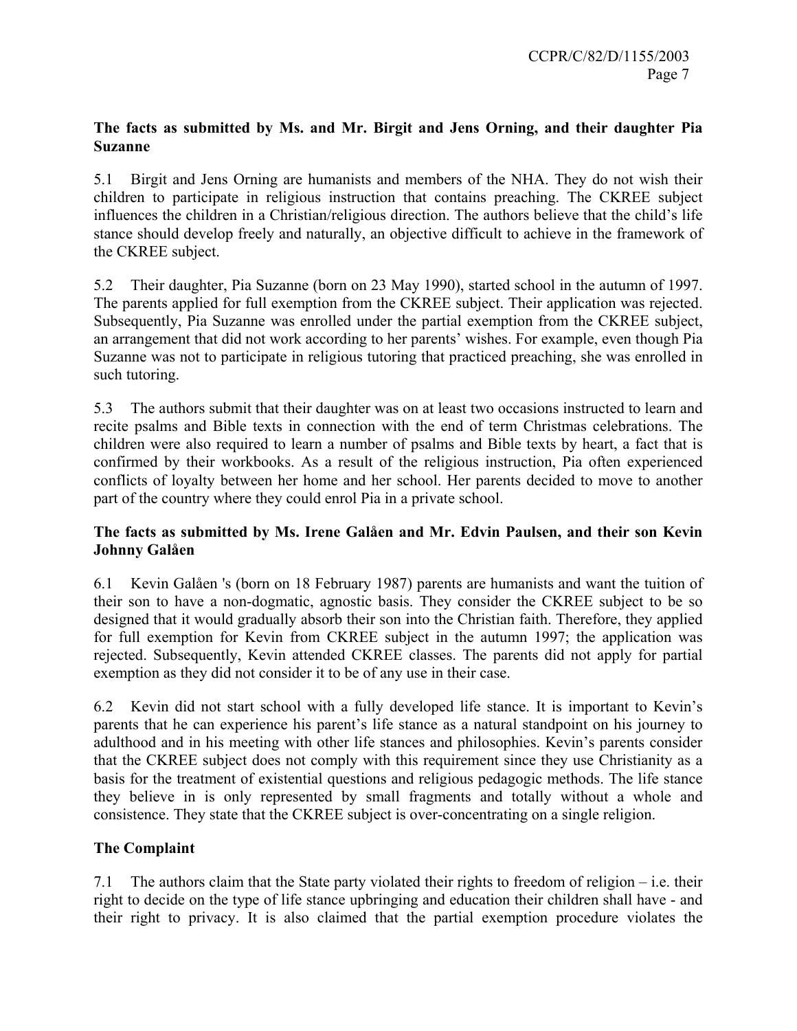**The facts as submitted by Ms. and Mr. Birgit and Jens Orning, and their daughter Pia Suzanne**

5.1 Birgit and Jens Orning are humanists and members of the NHA. They do not wish their children to participate in religious instruction that contains preaching. The CKREE subject influences the children in a Christian/religious direction. The authors believe that the child's life stance should develop freely and naturally, an objective difficult to achieve in the framework of the CKREE subject.

5.2 Their daughter, Pia Suzanne (born on 23 May 1990), started school in the autumn of 1997. The parents applied for full exemption from the CKREE subject. Their application was rejected. Subsequently, Pia Suzanne was enrolled under the partial exemption from the CKREE subject, an arrangement that did not work according to her parents' wishes. For example, even though Pia Suzanne was not to participate in religious tutoring that practiced preaching, she was enrolled in such tutoring.

5.3 The authors submit that their daughter was on at least two occasions instructed to learn and recite psalms and Bible texts in connection with the end of term Christmas celebrations. The children were also required to learn a number of psalms and Bible texts by heart, a fact that is confirmed by their workbooks. As a result of the religious instruction, Pia often experienced conflicts of loyalty between her home and her school. Her parents decided to move to another part of the country where they could enrol Pia in a private school.

**The facts as submitted by Ms. Irene Galåen and Mr. Edvin Paulsen, and their son Kevin Johnny Galåen**

6.1 Kevin Galåen 's (born on 18 February 1987) parents are humanists and want the tuition of their son to have a non-dogmatic, agnostic basis. They consider the CKREE subject to be so designed that it would gradually absorb their son into the Christian faith. Therefore, they applied for full exemption for Kevin from CKREE subject in the autumn 1997; the application was rejected. Subsequently, Kevin attended CKREE classes. The parents did not apply for partial exemption as they did not consider it to be of any use in their case.

6.2 Kevin did not start school with a fully developed life stance. It is important to Kevin's parents that he can experience his parent's life stance as a natural standpoint on his journey to adulthood and in his meeting with other life stances and philosophies. Kevin's parents consider that the CKREE subject does not comply with this requirement since they use Christianity as a basis for the treatment of existential questions and religious pedagogic methods. The life stance they believe in is only represented by small fragments and totally without a whole and consistence. They state that the CKREE subject is over-concentrating on a single religion.

**The Complaint**

7.1 The authors claim that the State party violated their rights to freedom of religion – i.e. their right to decide on the type of life stance upbringing and education their children shall have - and their right to privacy. It is also claimed that the partial exemption procedure violates the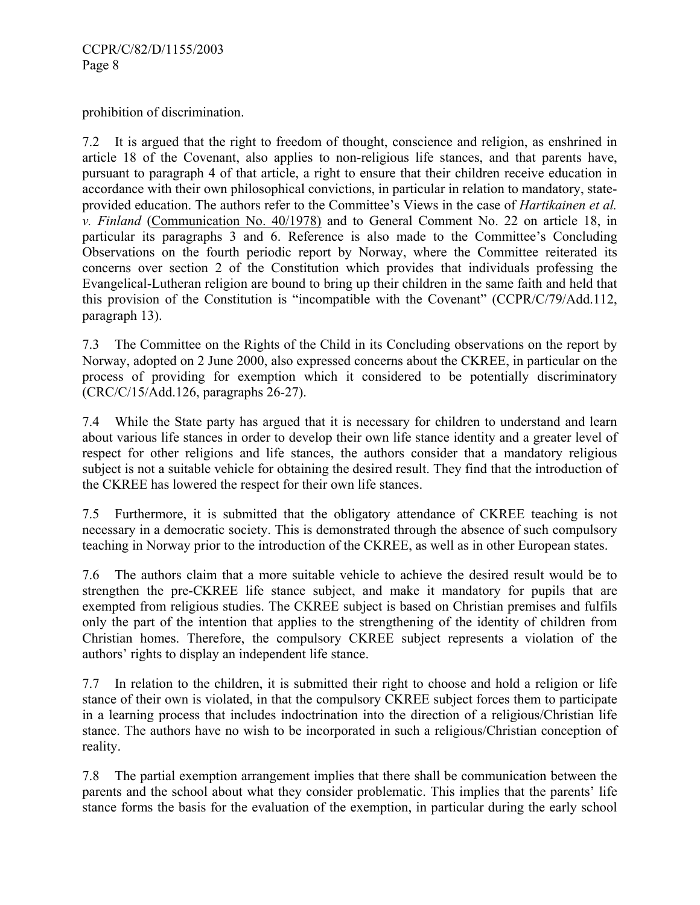prohibition of discrimination.

7.2 It is argued that the right to freedom of thought, conscience and religion, as enshrined in article 18 of the Covenant, also applies to non-religious life stances, and that parents have, pursuant to paragraph 4 of that article, a right to ensure that their children receive education in accordance with their own philosophical convictions, in particular in relation to mandatory, state-provided education. The authors refer to the Committee's Views in the case of *Hartikainen et al. v. Finland* (Communication No. 40/1978) and to General Comment No. 22 on article 18, in particular its paragraphs 3 and 6. Reference is also made to the Committee's Concluding Observations on the fourth periodic report by Norway, where the Committee reiterated its concerns over section 2 of the Constitution which provides that individuals professing the Evangelical-Lutheran religion are bound to bring up their children in the same faith and held that this provision of the Constitution is "incompatible with the Covenant" (CCPR/C/79/Add.112, paragraph 13).

7.3 The Committee on the Rights of the Child in its Concluding observations on the report by Norway, adopted on 2 June 2000, also expressed concerns about the CKREE, in particular on the process of providing for exemption which it considered to be potentially discriminatory (CRC/C/15/Add.126, paragraphs 26-27).

7.4 While the State party has argued that it is necessary for children to understand and learn about various life stances in order to develop their own life stance identity and a greater level of respect for other religions and life stances, the authors consider that a mandatory religious subject is not a suitable vehicle for obtaining the desired result. They find that the introduction of the CKREE has lowered the respect for their own life stances.

7.5 Furthermore, it is submitted that the obligatory attendance of CKREE teaching is not necessary in a democratic society. This is demonstrated through the absence of such compulsory teaching in Norway prior to the introduction of the CKREE, as well as in other European states.

7.6 The authors claim that a more suitable vehicle to achieve the desired result would be to strengthen the pre-CKREE life stance subject, and make it mandatory for pupils that are exempted from religious studies. The CKREE subject is based on Christian premises and fulfils only the part of the intention that applies to the strengthening of the identity of children from Christian homes. Therefore, the compulsory CKREE subject represents a violation of the authors' rights to display an independent life stance.

7.7 In relation to the children, it is submitted their right to choose and hold a religion or life stance of their own is violated, in that the compulsory CKREE subject forces them to participate in a learning process that includes indoctrination into the direction of a religious/Christian life stance. The authors have no wish to be incorporated in such a religious/Christian conception of reality.

7.8 The partial exemption arrangement implies that there shall be communication between the parents and the school about what they consider problematic. This implies that the parents' life stance forms the basis for the evaluation of the exemption, in particular during the early school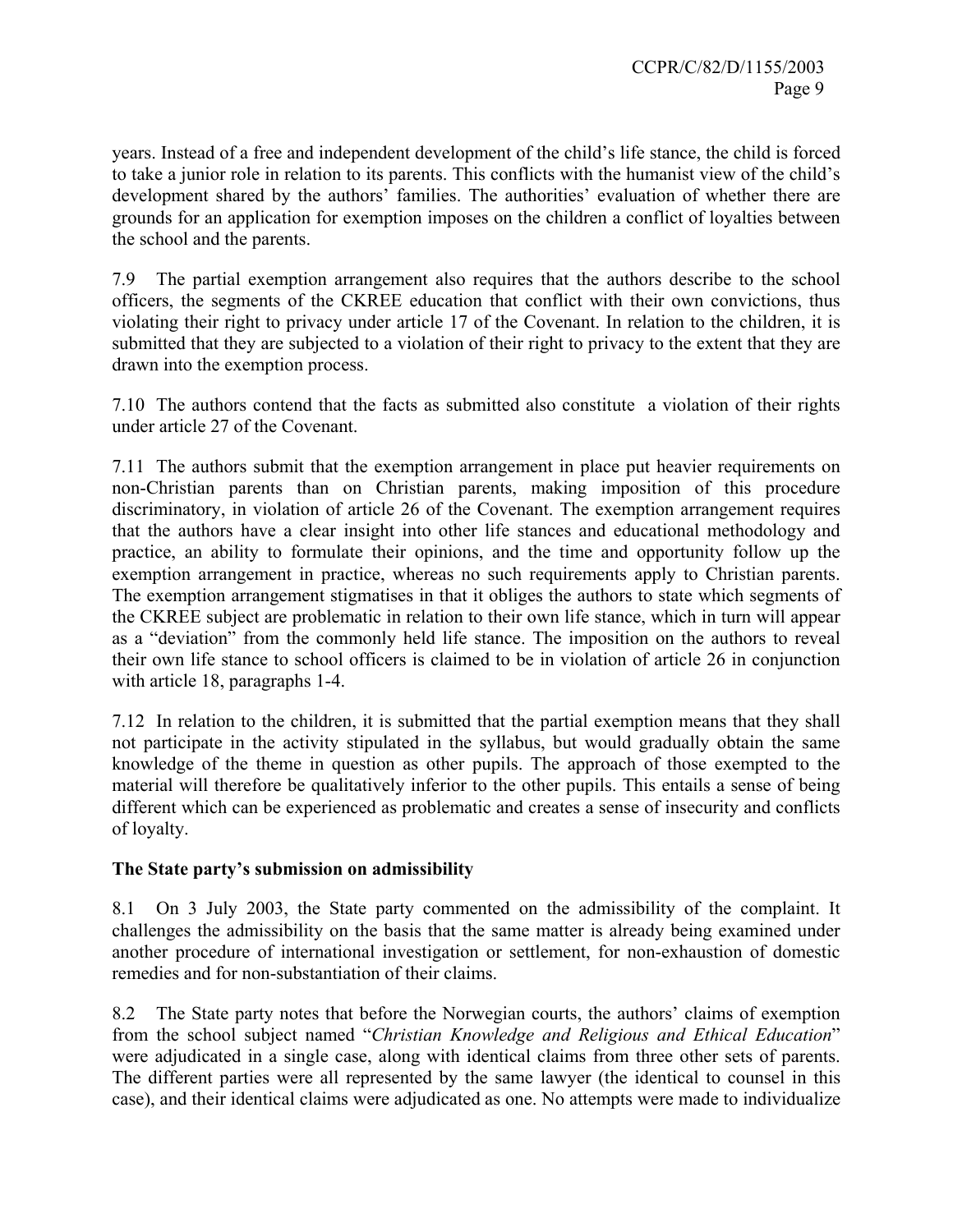years. Instead of a free and independent development of the child's life stance, the child is forced to take a junior role in relation to its parents. This conflicts with the humanist view of the child's development shared by the authors' families. The authorities' evaluation of whether there are grounds for an application for exemption imposes on the children a conflict of loyalties between the school and the parents.

7.9 The partial exemption arrangement also requires that the authors describe to the school officers, the segments of the CKREE education that conflict with their own convictions, thus violating their right to privacy under article 17 of the Covenant. In relation to the children, it is submitted that they are subjected to a violation of their right to privacy to the extent that they are drawn into the exemption process.

7.10 The authors contend that the facts as submitted also constitute a violation of their rights under article 27 of the Covenant.

7.11 The authors submit that the exemption arrangement in place put heavier requirements on non-Christian parents than on Christian parents, making imposition of this procedure discriminatory, in violation of article 26 of the Covenant. The exemption arrangement requires that the authors have a clear insight into other life stances and educational methodology and practice, an ability to formulate their opinions, and the time and opportunity follow up the exemption arrangement in practice, whereas no such requirements apply to Christian parents. The exemption arrangement stigmatises in that it obliges the authors to state which segments of the CKREE subject are problematic in relation to their own life stance, which in turn will appear as a "deviation" from the commonly held life stance. The imposition on the authors to reveal their own life stance to school officers is claimed to be in violation of article 26 in conjunction with article 18, paragraphs 1-4.

7.12 In relation to the children, it is submitted that the partial exemption means that they shall not participate in the activity stipulated in the syllabus, but would gradually obtain the same knowledge of the theme in question as other pupils. The approach of those exempted to the material will therefore be qualitatively inferior to the other pupils. This entails a sense of being different which can be experienced as problematic and creates a sense of insecurity and conflicts of loyalty.

**The State party's submission on admissibility**

8.1 On 3 July 2003, the State party commented on the admissibility of the complaint. It challenges the admissibility on the basis that the same matter is already being examined under another procedure of international investigation or settlement, for non-exhaustion of domestic remedies and for non-substantiation of their claims.

8.2 The State party notes that before the Norwegian courts, the authors' claims of exemption from the school subject named "*Christian Knowledge and Religious and Ethical Education*" were adjudicated in a single case, along with identical claims from three other sets of parents. The different parties were all represented by the same lawyer (the identical to counsel in this case), and their identical claims were adjudicated as one. No attempts were made to individualize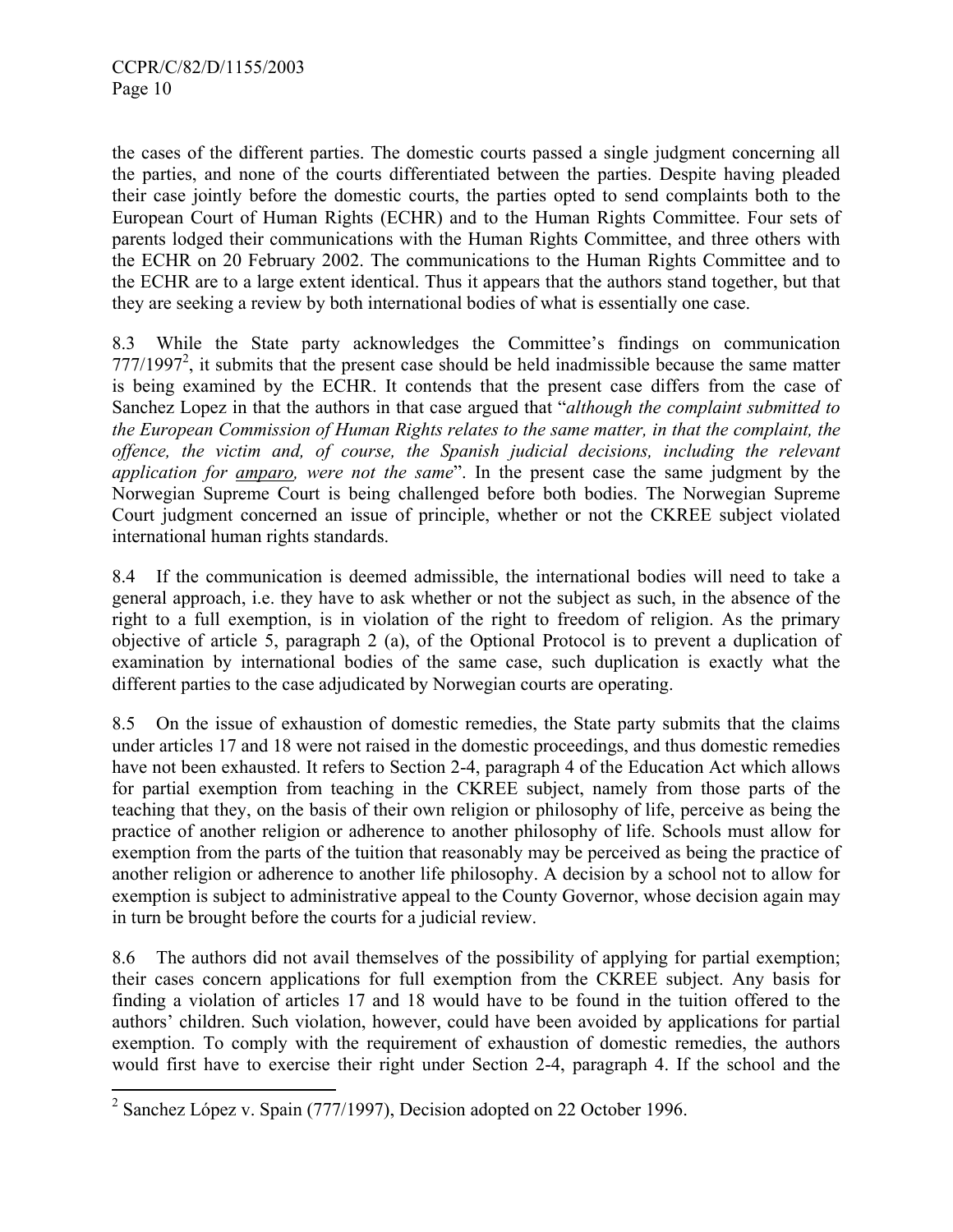the cases of the different parties. The domestic courts passed a single judgment concerning all the parties, and none of the courts differentiated between the parties. Despite having pleaded their case jointly before the domestic courts, the parties opted to send complaints both to the European Court of Human Rights (ECHR) and to the Human Rights Committee. Four sets of parents lodged their communications with the Human Rights Committee, and three others with the ECHR on 20 February 2002. The communications to the Human Rights Committee and to the ECHR are to a large extent identical. Thus it appears that the authors stand together, but that they are seeking a review by both international bodies of what is essentially one case.

8.3 While the State party acknowledges the Committee's findings on communication 777/1997[2], it submits that the present case should be held inadmissible because the same matter is being examined by the ECHR. It contends that the present case differs from the case of Sanchez Lopez in that the authors in that case argued that "*although the complaint submitted to the European Commission of Human Rights relates to the same matter, in that the complaint, the offence, the victim and, of course, the Spanish judicial decisions, including the relevant application for amparo, were not the same*". In the present case the same judgment by the Norwegian Supreme Court is being challenged before both bodies. The Norwegian Supreme Court judgment concerned an issue of principle, whether or not the CKREE subject violated international human rights standards.

8.4 If the communication is deemed admissible, the international bodies will need to take a general approach, i.e. they have to ask whether or not the subject as such, in the absence of the right to a full exemption, is in violation of the right to freedom of religion. As the primary objective of article 5, paragraph 2 (a), of the Optional Protocol is to prevent a duplication of examination by international bodies of the same case, such duplication is exactly what the different parties to the case adjudicated by Norwegian courts are operating.

8.5 On the issue of exhaustion of domestic remedies, the State party submits that the claims under articles 17 and 18 were not raised in the domestic proceedings, and thus domestic remedies have not been exhausted. It refers to Section 2-4, paragraph 4 of the Education Act which allows for partial exemption from teaching in the CKREE subject, namely from those parts of the teaching that they, on the basis of their own religion or philosophy of life, perceive as being the practice of another religion or adherence to another philosophy of life. Schools must allow for exemption from the parts of the tuition that reasonably may be perceived as being the practice of another religion or adherence to another life philosophy. A decision by a school not to allow for exemption is subject to administrative appeal to the County Governor, whose decision again may in turn be brought before the courts for a judicial review.

8.6 The authors did not avail themselves of the possibility of applying for partial exemption; their cases concern applications for full exemption from the CKREE subject. Any basis for finding a violation of articles 17 and 18 would have to be found in the tuition offered to the authors' children. Such violation, however, could have been avoided by applications for partial exemption. To comply with the requirement of exhaustion of domestic remedies, the authors would first have to exercise their right under Section 2-4, paragraph 4. If the school and the

[2] Sanchez López v. Spain (777/1997), Decision adopted on 22 October 1996.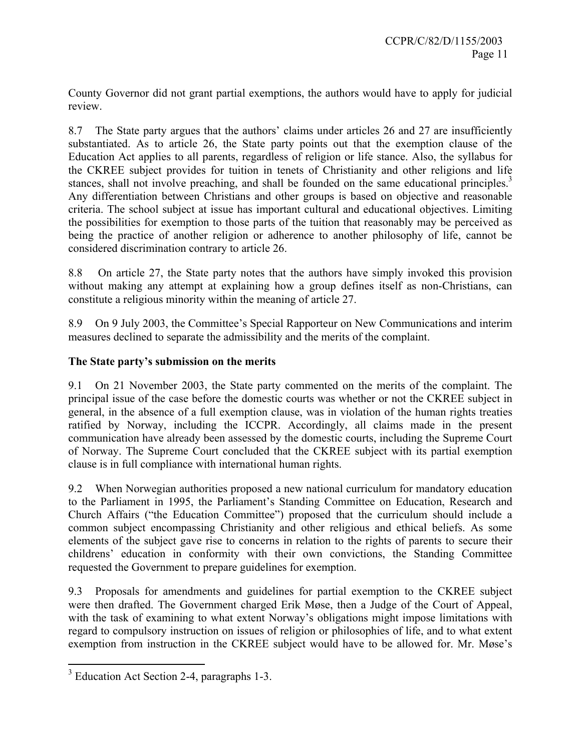County Governor did not grant partial exemptions, the authors would have to apply for judicial review.

8.7 The State party argues that the authors' claims under articles 26 and 27 are insufficiently substantiated. As to article 26, the State party points out that the exemption clause of the Education Act applies to all parents, regardless of religion or life stance. Also, the syllabus for the CKREE subject provides for tuition in tenets of Christianity and other religions and life stances, shall not involve preaching, and shall be founded on the same educational principles.[3] Any differentiation between Christians and other groups is based on objective and reasonable criteria. The school subject at issue has important cultural and educational objectives. Limiting the possibilities for exemption to those parts of the tuition that reasonably may be perceived as being the practice of another religion or adherence to another philosophy of life, cannot be considered discrimination contrary to article 26.

8.8 On article 27, the State party notes that the authors have simply invoked this provision without making any attempt at explaining how a group defines itself as non-Christians, can constitute a religious minority within the meaning of article 27.

8.9 On 9 July 2003, the Committee's Special Rapporteur on New Communications and interim measures declined to separate the admissibility and the merits of the complaint.

**The State party's submission on the merits**

9.1 On 21 November 2003, the State party commented on the merits of the complaint. The principal issue of the case before the domestic courts was whether or not the CKREE subject in general, in the absence of a full exemption clause, was in violation of the human rights treaties ratified by Norway, including the ICCPR. Accordingly, all claims made in the present communication have already been assessed by the domestic courts, including the Supreme Court of Norway. The Supreme Court concluded that the CKREE subject with its partial exemption clause is in full compliance with international human rights.

9.2 When Norwegian authorities proposed a new national curriculum for mandatory education to the Parliament in 1995, the Parliament's Standing Committee on Education, Research and Church Affairs ("the Education Committee") proposed that the curriculum should include a common subject encompassing Christianity and other religious and ethical beliefs. As some elements of the subject gave rise to concerns in relation to the rights of parents to secure their childrens' education in conformity with their own convictions, the Standing Committee requested the Government to prepare guidelines for exemption.

9.3 Proposals for amendments and guidelines for partial exemption to the CKREE subject were then drafted. The Government charged Erik Møse, then a Judge of the Court of Appeal, with the task of examining to what extent Norway's obligations might impose limitations with regard to compulsory instruction on issues of religion or philosophies of life, and to what extent exemption from instruction in the CKREE subject would have to be allowed for. Mr. Møse's

---

[3] Education Act Section 2-4, paragraphs 1-3.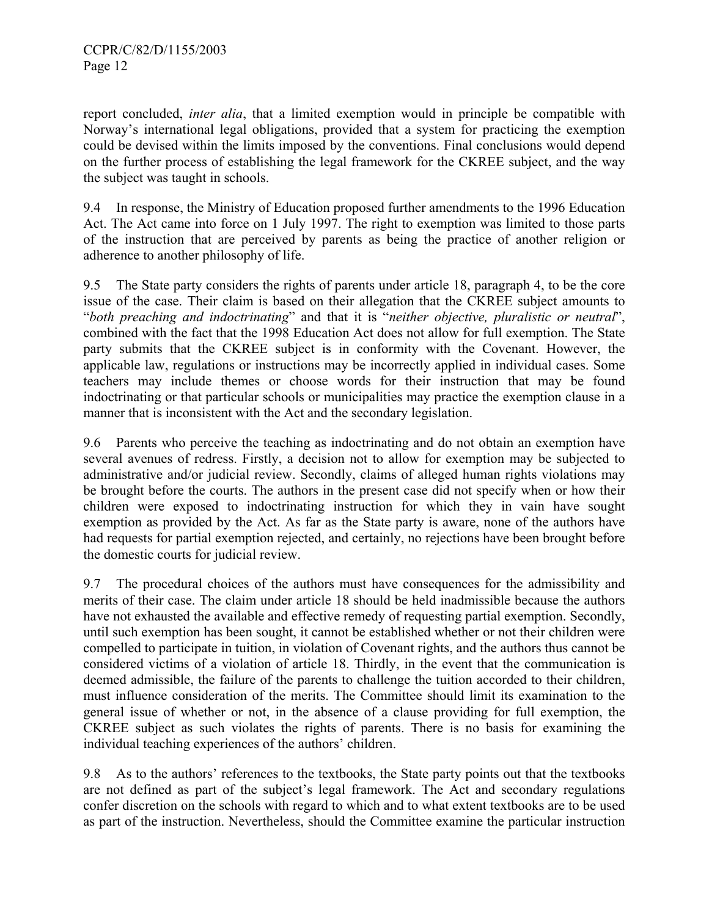report concluded, *inter alia*, that a limited exemption would in principle be compatible with Norway's international legal obligations, provided that a system for practicing the exemption could be devised within the limits imposed by the conventions. Final conclusions would depend on the further process of establishing the legal framework for the CKREE subject, and the way the subject was taught in schools.

9.4 In response, the Ministry of Education proposed further amendments to the 1996 Education Act. The Act came into force on 1 July 1997. The right to exemption was limited to those parts of the instruction that are perceived by parents as being the practice of another religion or adherence to another philosophy of life.

9.5 The State party considers the rights of parents under article 18, paragraph 4, to be the core issue of the case. Their claim is based on their allegation that the CKREE subject amounts to "*both preaching and indoctrinating*" and that it is "*neither objective, pluralistic or neutral*", combined with the fact that the 1998 Education Act does not allow for full exemption. The State party submits that the CKREE subject is in conformity with the Covenant. However, the applicable law, regulations or instructions may be incorrectly applied in individual cases. Some teachers may include themes or choose words for their instruction that may be found indoctrinating or that particular schools or municipalities may practice the exemption clause in a manner that is inconsistent with the Act and the secondary legislation.

9.6 Parents who perceive the teaching as indoctrinating and do not obtain an exemption have several avenues of redress. Firstly, a decision not to allow for exemption may be subjected to administrative and/or judicial review. Secondly, claims of alleged human rights violations may be brought before the courts. The authors in the present case did not specify when or how their children were exposed to indoctrinating instruction for which they in vain have sought exemption as provided by the Act. As far as the State party is aware, none of the authors have had requests for partial exemption rejected, and certainly, no rejections have been brought before the domestic courts for judicial review.

9.7 The procedural choices of the authors must have consequences for the admissibility and merits of their case. The claim under article 18 should be held inadmissible because the authors have not exhausted the available and effective remedy of requesting partial exemption. Secondly, until such exemption has been sought, it cannot be established whether or not their children were compelled to participate in tuition, in violation of Covenant rights, and the authors thus cannot be considered victims of a violation of article 18. Thirdly, in the event that the communication is deemed admissible, the failure of the parents to challenge the tuition accorded to their children, must influence consideration of the merits. The Committee should limit its examination to the general issue of whether or not, in the absence of a clause providing for full exemption, the CKREE subject as such violates the rights of parents. There is no basis for examining the individual teaching experiences of the authors' children.

9.8 As to the authors' references to the textbooks, the State party points out that the textbooks are not defined as part of the subject's legal framework. The Act and secondary regulations confer discretion on the schools with regard to which and to what extent textbooks are to be used as part of the instruction. Nevertheless, should the Committee examine the particular instruction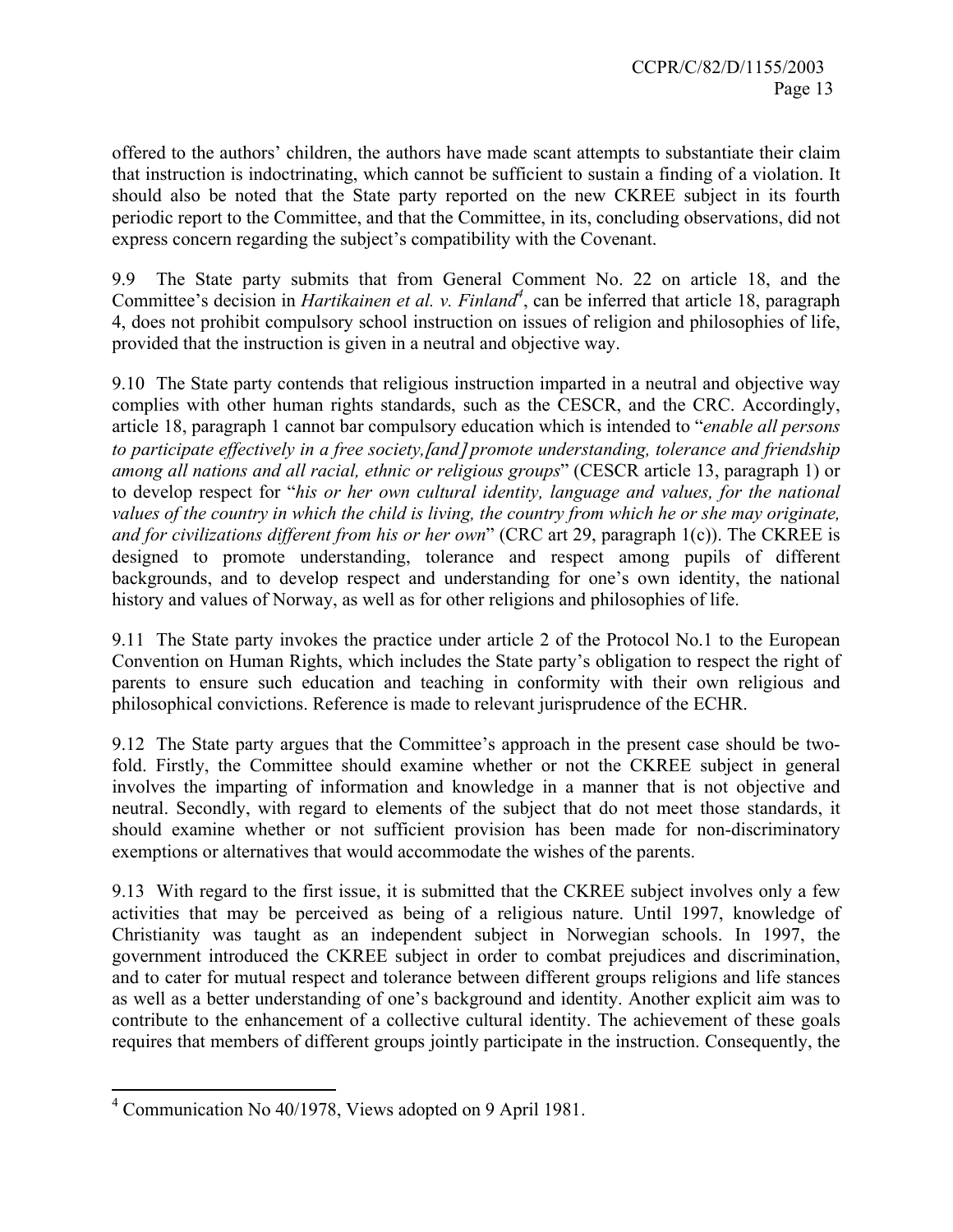offered to the authors' children, the authors have made scant attempts to substantiate their claim that instruction is indoctrinating, which cannot be sufficient to sustain a finding of a violation. It should also be noted that the State party reported on the new CKREE subject in its fourth periodic report to the Committee, and that the Committee, in its, concluding observations, did not express concern regarding the subject's compatibility with the Covenant.

9.9 The State party submits that from General Comment No. 22 on article 18, and the Committee's decision in *Hartikainen et al. v. Finland*[4], can be inferred that article 18, paragraph 4, does not prohibit compulsory school instruction on issues of religion and philosophies of life, provided that the instruction is given in a neutral and objective way.

9.10 The State party contends that religious instruction imparted in a neutral and objective way complies with other human rights standards, such as the CESCR, and the CRC. Accordingly, article 18, paragraph 1 cannot bar compulsory education which is intended to "*enable all persons to participate effectively in a free society,[and] promote understanding, tolerance and friendship among all nations and all racial, ethnic or religious groups*" (CESCR article 13, paragraph 1) or to develop respect for "*his or her own cultural identity, language and values, for the national values of the country in which the child is living, the country from which he or she may originate, and for civilizations different from his or her own*" (CRC art 29, paragraph 1(c)). The CKREE is designed to promote understanding, tolerance and respect among pupils of different backgrounds, and to develop respect and understanding for one's own identity, the national history and values of Norway, as well as for other religions and philosophies of life.

9.11 The State party invokes the practice under article 2 of the Protocol No.1 to the European Convention on Human Rights, which includes the State party's obligation to respect the right of parents to ensure such education and teaching in conformity with their own religious and philosophical convictions. Reference is made to relevant jurisprudence of the ECHR.

9.12 The State party argues that the Committee's approach in the present case should be two-fold. Firstly, the Committee should examine whether or not the CKREE subject in general involves the imparting of information and knowledge in a manner that is not objective and neutral. Secondly, with regard to elements of the subject that do not meet those standards, it should examine whether or not sufficient provision has been made for non-discriminatory exemptions or alternatives that would accommodate the wishes of the parents.

9.13 With regard to the first issue, it is submitted that the CKREE subject involves only a few activities that may be perceived as being of a religious nature. Until 1997, knowledge of Christianity was taught as an independent subject in Norwegian schools. In 1997, the government introduced the CKREE subject in order to combat prejudices and discrimination, and to cater for mutual respect and tolerance between different groups religions and life stances as well as a better understanding of one's background and identity. Another explicit aim was to contribute to the enhancement of a collective cultural identity. The achievement of these goals requires that members of different groups jointly participate in the instruction. Consequently, the

[4] Communication No 40/1978, Views adopted on 9 April 1981.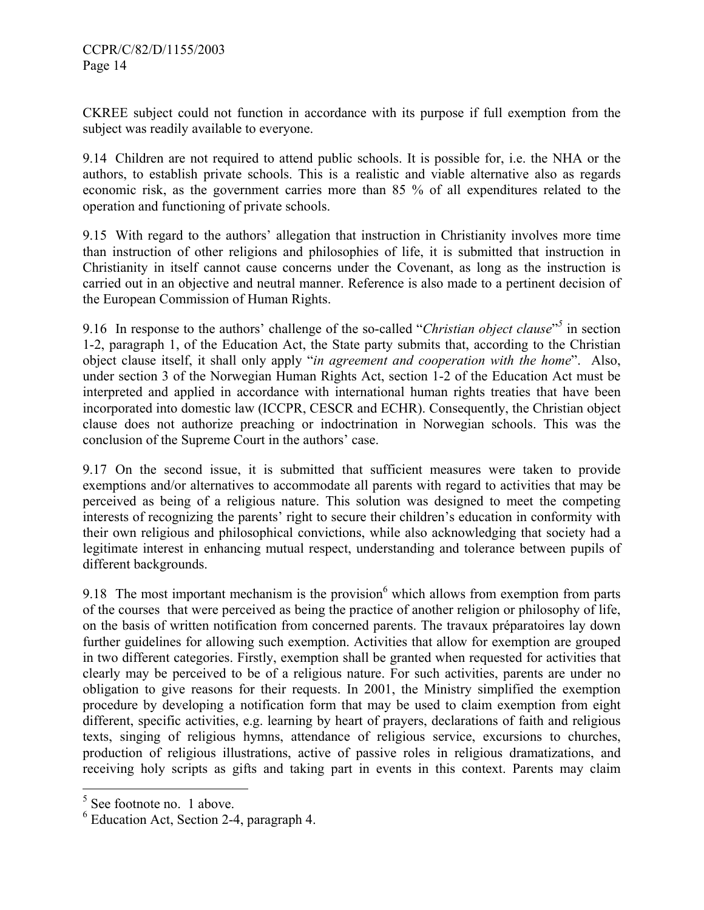CKREE subject could not function in accordance with its purpose if full exemption from the subject was readily available to everyone.

9.14 Children are not required to attend public schools. It is possible for, i.e. the NHA or the authors, to establish private schools. This is a realistic and viable alternative also as regards economic risk, as the government carries more than 85 % of all expenditures related to the operation and functioning of private schools.

9.15 With regard to the authors' allegation that instruction in Christianity involves more time than instruction of other religions and philosophies of life, it is submitted that instruction in Christianity in itself cannot cause concerns under the Covenant, as long as the instruction is carried out in an objective and neutral manner. Reference is also made to a pertinent decision of the European Commission of Human Rights.

9.16 In response to the authors' challenge of the so-called "*Christian object clause*"[5] in section 1-2, paragraph 1, of the Education Act, the State party submits that, according to the Christian object clause itself, it shall only apply "*in agreement and cooperation with the home*". Also, under section 3 of the Norwegian Human Rights Act, section 1-2 of the Education Act must be interpreted and applied in accordance with international human rights treaties that have been incorporated into domestic law (ICCPR, CESCR and ECHR). Consequently, the Christian object clause does not authorize preaching or indoctrination in Norwegian schools. This was the conclusion of the Supreme Court in the authors' case.

9.17 On the second issue, it is submitted that sufficient measures were taken to provide exemptions and/or alternatives to accommodate all parents with regard to activities that may be perceived as being of a religious nature. This solution was designed to meet the competing interests of recognizing the parents' right to secure their children's education in conformity with their own religious and philosophical convictions, while also acknowledging that society had a legitimate interest in enhancing mutual respect, understanding and tolerance between pupils of different backgrounds.

9.18 The most important mechanism is the provision[6] which allows from exemption from parts of the courses that were perceived as being the practice of another religion or philosophy of life, on the basis of written notification from concerned parents. The travaux préparatoires lay down further guidelines for allowing such exemption. Activities that allow for exemption are grouped in two different categories. Firstly, exemption shall be granted when requested for activities that clearly may be perceived to be of a religious nature. For such activities, parents are under no obligation to give reasons for their requests. In 2001, the Ministry simplified the exemption procedure by developing a notification form that may be used to claim exemption from eight different, specific activities, e.g. learning by heart of prayers, declarations of faith and religious texts, singing of religious hymns, attendance of religious service, excursions to churches, production of religious illustrations, active of passive roles in religious dramatizations, and receiving holy scripts as gifts and taking part in events in this context. Parents may claim

[5] See footnote no. 1 above.

[6] Education Act, Section 2-4, paragraph 4.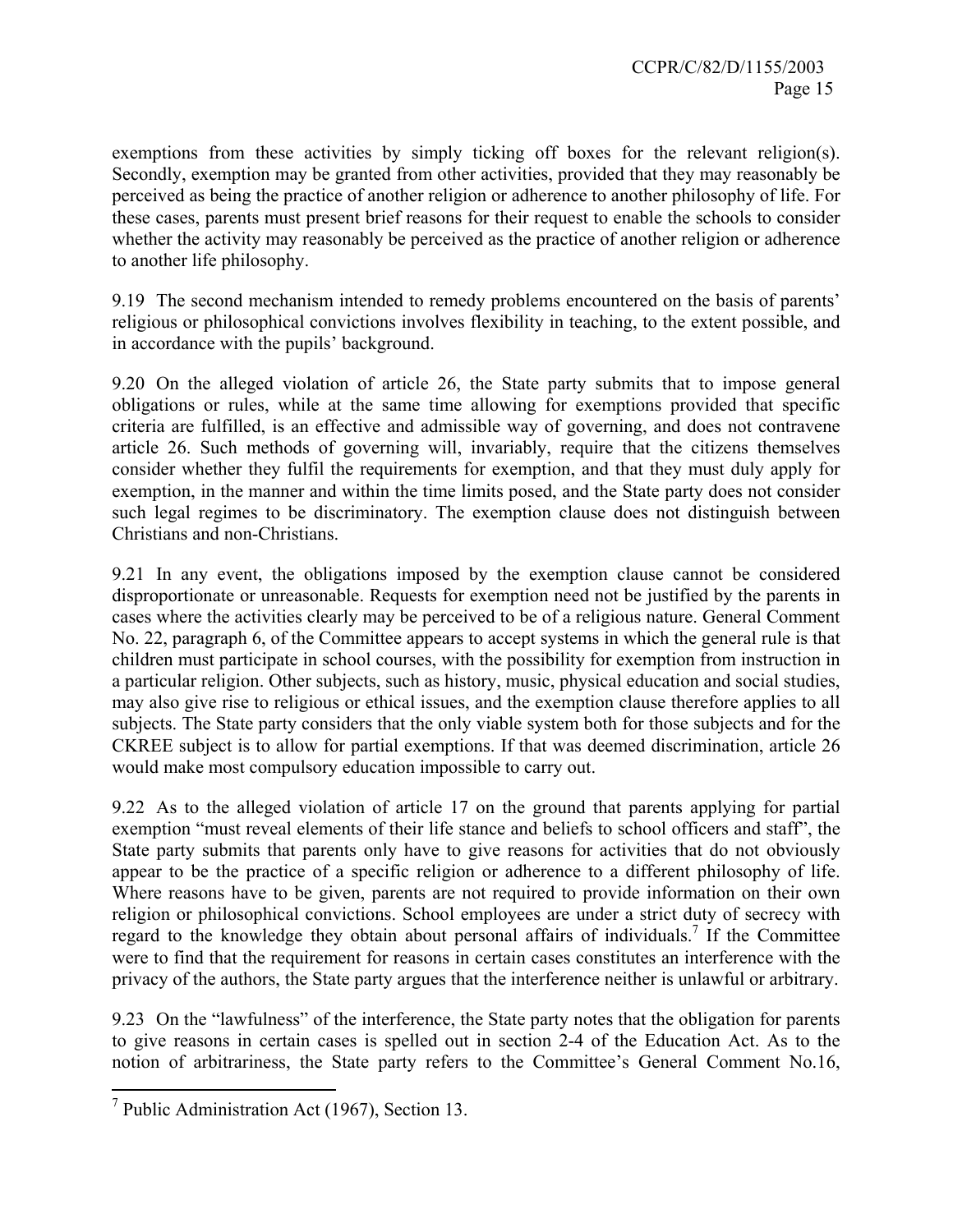exemptions from these activities by simply ticking off boxes for the relevant religion(s). Secondly, exemption may be granted from other activities, provided that they may reasonably be perceived as being the practice of another religion or adherence to another philosophy of life. For these cases, parents must present brief reasons for their request to enable the schools to consider whether the activity may reasonably be perceived as the practice of another religion or adherence to another life philosophy.

9.19 The second mechanism intended to remedy problems encountered on the basis of parents' religious or philosophical convictions involves flexibility in teaching, to the extent possible, and in accordance with the pupils' background.

9.20 On the alleged violation of article 26, the State party submits that to impose general obligations or rules, while at the same time allowing for exemptions provided that specific criteria are fulfilled, is an effective and admissible way of governing, and does not contravene article 26. Such methods of governing will, invariably, require that the citizens themselves consider whether they fulfil the requirements for exemption, and that they must duly apply for exemption, in the manner and within the time limits posed, and the State party does not consider such legal regimes to be discriminatory. The exemption clause does not distinguish between Christians and non-Christians.

9.21 In any event, the obligations imposed by the exemption clause cannot be considered disproportionate or unreasonable. Requests for exemption need not be justified by the parents in cases where the activities clearly may be perceived to be of a religious nature. General Comment No. 22, paragraph 6, of the Committee appears to accept systems in which the general rule is that children must participate in school courses, with the possibility for exemption from instruction in a particular religion. Other subjects, such as history, music, physical education and social studies, may also give rise to religious or ethical issues, and the exemption clause therefore applies to all subjects. The State party considers that the only viable system both for those subjects and for the CKREE subject is to allow for partial exemptions. If that was deemed discrimination, article 26 would make most compulsory education impossible to carry out.

9.22 As to the alleged violation of article 17 on the ground that parents applying for partial exemption "must reveal elements of their life stance and beliefs to school officers and staff", the State party submits that parents only have to give reasons for activities that do not obviously appear to be the practice of a specific religion or adherence to a different philosophy of life. Where reasons have to be given, parents are not required to provide information on their own religion or philosophical convictions. School employees are under a strict duty of secrecy with regard to the knowledge they obtain about personal affairs of individuals.[7] If the Committee were to find that the requirement for reasons in certain cases constitutes an interference with the privacy of the authors, the State party argues that the interference neither is unlawful or arbitrary.

9.23 On the "lawfulness" of the interference, the State party notes that the obligation for parents to give reasons in certain cases is spelled out in section 2-4 of the Education Act. As to the notion of arbitrariness, the State party refers to the Committee's General Comment No.16,

[7] Public Administration Act (1967), Section 13.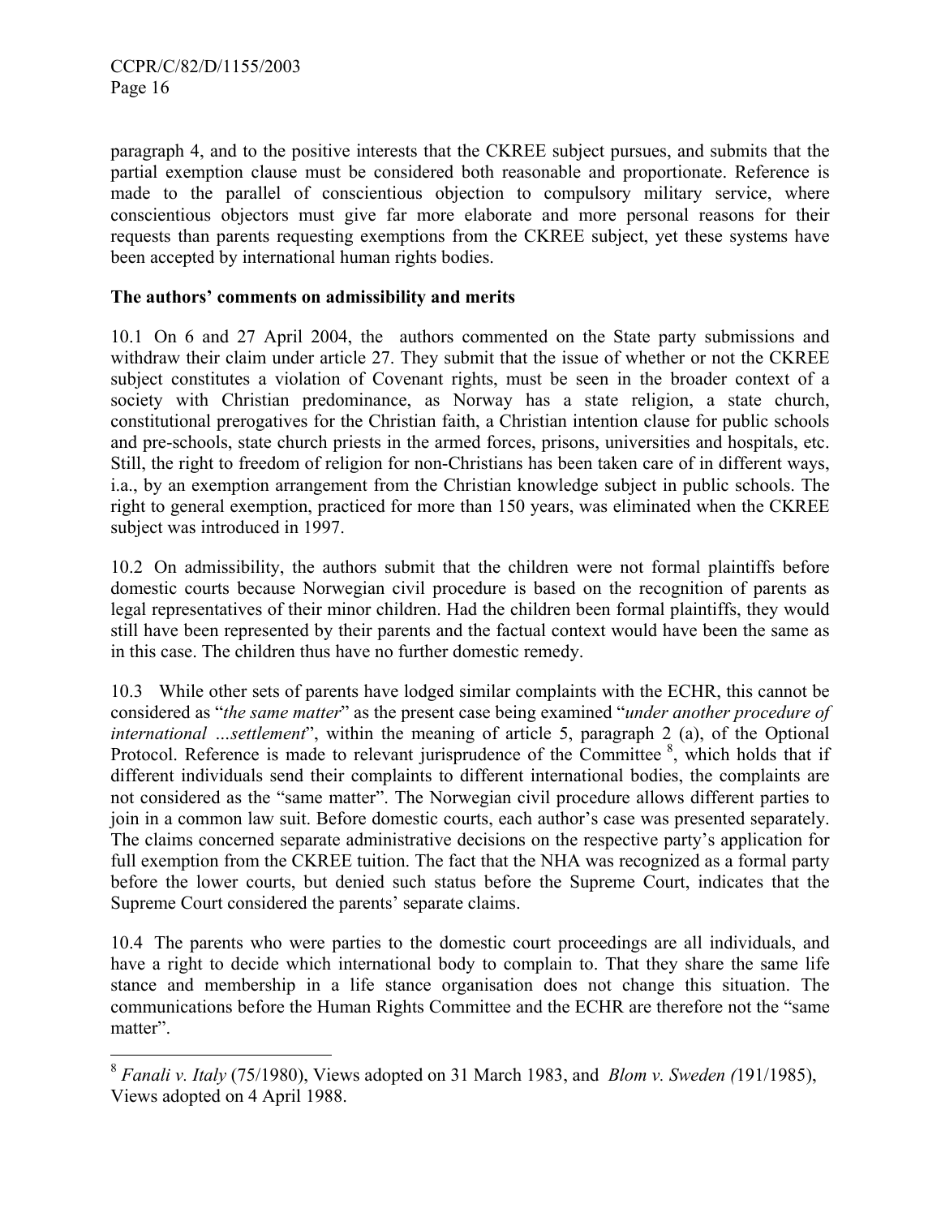paragraph 4, and to the positive interests that the CKREE subject pursues, and submits that the partial exemption clause must be considered both reasonable and proportionate. Reference is made to the parallel of conscientious objection to compulsory military service, where conscientious objectors must give far more elaborate and more personal reasons for their requests than parents requesting exemptions from the CKREE subject, yet these systems have been accepted by international human rights bodies.

**The authors' comments on admissibility and merits**

10.1 On 6 and 27 April 2004, the authors commented on the State party submissions and withdraw their claim under article 27. They submit that the issue of whether or not the CKREE subject constitutes a violation of Covenant rights, must be seen in the broader context of a society with Christian predominance, as Norway has a state religion, a state church, constitutional prerogatives for the Christian faith, a Christian intention clause for public schools and pre-schools, state church priests in the armed forces, prisons, universities and hospitals, etc. Still, the right to freedom of religion for non-Christians has been taken care of in different ways, i.a., by an exemption arrangement from the Christian knowledge subject in public schools. The right to general exemption, practiced for more than 150 years, was eliminated when the CKREE subject was introduced in 1997.

10.2 On admissibility, the authors submit that the children were not formal plaintiffs before domestic courts because Norwegian civil procedure is based on the recognition of parents as legal representatives of their minor children. Had the children been formal plaintiffs, they would still have been represented by their parents and the factual context would have been the same as in this case. The children thus have no further domestic remedy.

10.3 While other sets of parents have lodged similar complaints with the ECHR, this cannot be considered as "*the same matter*" as the present case being examined "*under another procedure of international …settlement*", within the meaning of article 5, paragraph 2 (a), of the Optional Protocol. Reference is made to relevant jurisprudence of the Committee [8], which holds that if different individuals send their complaints to different international bodies, the complaints are not considered as the "same matter". The Norwegian civil procedure allows different parties to join in a common law suit. Before domestic courts, each author's case was presented separately. The claims concerned separate administrative decisions on the respective party's application for full exemption from the CKREE tuition. The fact that the NHA was recognized as a formal party before the lower courts, but denied such status before the Supreme Court, indicates that the Supreme Court considered the parents' separate claims.

10.4 The parents who were parties to the domestic court proceedings are all individuals, and have a right to decide which international body to complain to. That they share the same life stance and membership in a life stance organisation does not change this situation. The communications before the Human Rights Committee and the ECHR are therefore not the "same matter".

---

[8] *Fanali v. Italy* (75/1980), Views adopted on 31 March 1983, and *Blom v. Sweden (*191/1985), Views adopted on 4 April 1988.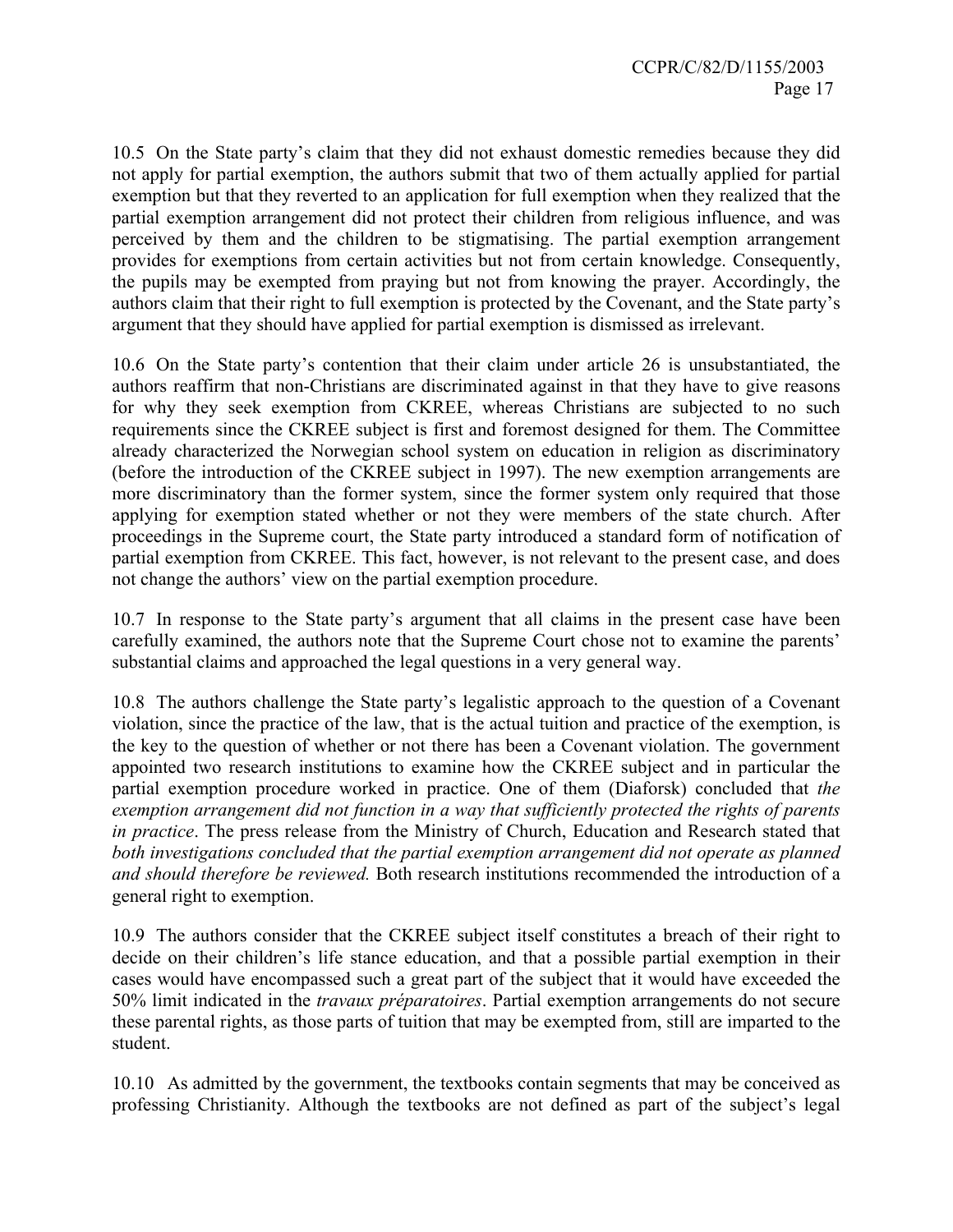10.5 On the State party's claim that they did not exhaust domestic remedies because they did not apply for partial exemption, the authors submit that two of them actually applied for partial exemption but that they reverted to an application for full exemption when they realized that the partial exemption arrangement did not protect their children from religious influence, and was perceived by them and the children to be stigmatising. The partial exemption arrangement provides for exemptions from certain activities but not from certain knowledge. Consequently, the pupils may be exempted from praying but not from knowing the prayer. Accordingly, the authors claim that their right to full exemption is protected by the Covenant, and the State party's argument that they should have applied for partial exemption is dismissed as irrelevant.

10.6 On the State party's contention that their claim under article 26 is unsubstantiated, the authors reaffirm that non-Christians are discriminated against in that they have to give reasons for why they seek exemption from CKREE, whereas Christians are subjected to no such requirements since the CKREE subject is first and foremost designed for them. The Committee already characterized the Norwegian school system on education in religion as discriminatory (before the introduction of the CKREE subject in 1997). The new exemption arrangements are more discriminatory than the former system, since the former system only required that those applying for exemption stated whether or not they were members of the state church. After proceedings in the Supreme court, the State party introduced a standard form of notification of partial exemption from CKREE. This fact, however, is not relevant to the present case, and does not change the authors' view on the partial exemption procedure.

10.7 In response to the State party's argument that all claims in the present case have been carefully examined, the authors note that the Supreme Court chose not to examine the parents' substantial claims and approached the legal questions in a very general way.

10.8 The authors challenge the State party's legalistic approach to the question of a Covenant violation, since the practice of the law, that is the actual tuition and practice of the exemption, is the key to the question of whether or not there has been a Covenant violation. The government appointed two research institutions to examine how the CKREE subject and in particular the partial exemption procedure worked in practice. One of them (Diaforsk) concluded that *the exemption arrangement did not function in a way that sufficiently protected the rights of parents in practice*. The press release from the Ministry of Church, Education and Research stated that *both investigations concluded that the partial exemption arrangement did not operate as planned and should therefore be reviewed.* Both research institutions recommended the introduction of a general right to exemption.

10.9 The authors consider that the CKREE subject itself constitutes a breach of their right to decide on their children's life stance education, and that a possible partial exemption in their cases would have encompassed such a great part of the subject that it would have exceeded the 50% limit indicated in the *travaux préparatoires*. Partial exemption arrangements do not secure these parental rights, as those parts of tuition that may be exempted from, still are imparted to the student.

10.10 As admitted by the government, the textbooks contain segments that may be conceived as professing Christianity. Although the textbooks are not defined as part of the subject's legal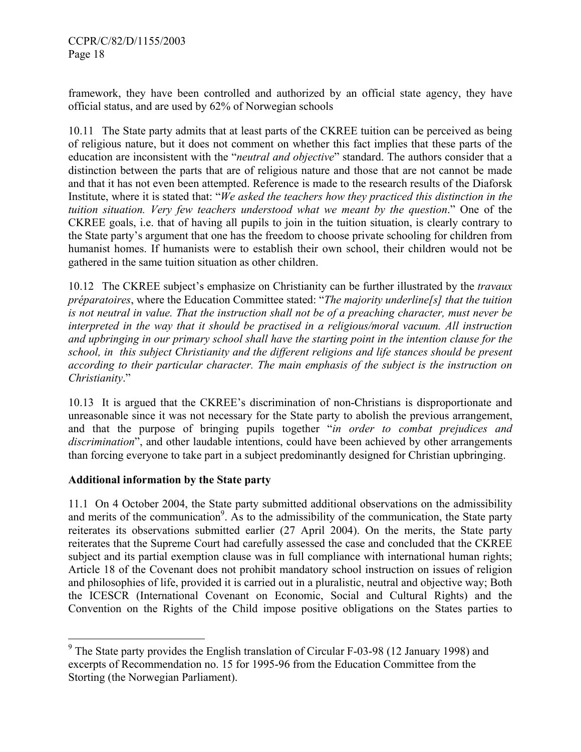framework, they have been controlled and authorized by an official state agency, they have official status, and are used by 62% of Norwegian schools

10.11 The State party admits that at least parts of the CKREE tuition can be perceived as being of religious nature, but it does not comment on whether this fact implies that these parts of the education are inconsistent with the "*neutral and objective*" standard. The authors consider that a distinction between the parts that are of religious nature and those that are not cannot be made and that it has not even been attempted. Reference is made to the research results of the Diaforsk Institute, where it is stated that: "*We asked the teachers how they practiced this distinction in the tuition situation. Very few teachers understood what we meant by the question*." One of the CKREE goals, i.e. that of having all pupils to join in the tuition situation, is clearly contrary to the State party's argument that one has the freedom to choose private schooling for children from humanist homes. If humanists were to establish their own school, their children would not be gathered in the same tuition situation as other children.

10.12 The CKREE subject's emphasize on Christianity can be further illustrated by the *travaux préparatoires*, where the Education Committee stated: "*The majority underline[s] that the tuition is not neutral in value. That the instruction shall not be of a preaching character, must never be interpreted in the way that it should be practised in a religious/moral vacuum. All instruction and upbringing in our primary school shall have the starting point in the intention clause for the school, in this subject Christianity and the different religions and life stances should be present according to their particular character. The main emphasis of the subject is the instruction on Christianity*."

10.13 It is argued that the CKREE's discrimination of non-Christians is disproportionate and unreasonable since it was not necessary for the State party to abolish the previous arrangement, and that the purpose of bringing pupils together "*in order to combat prejudices and discrimination*", and other laudable intentions, could have been achieved by other arrangements than forcing everyone to take part in a subject predominantly designed for Christian upbringing.

**Additional information by the State party**

11.1 On 4 October 2004, the State party submitted additional observations on the admissibility and merits of the communication[9]. As to the admissibility of the communication, the State party reiterates its observations submitted earlier (27 April 2004). On the merits, the State party reiterates that the Supreme Court had carefully assessed the case and concluded that the CKREE subject and its partial exemption clause was in full compliance with international human rights; Article 18 of the Covenant does not prohibit mandatory school instruction on issues of religion and philosophies of life, provided it is carried out in a pluralistic, neutral and objective way; Both the ICESCR (International Covenant on Economic, Social and Cultural Rights) and the Convention on the Rights of the Child impose positive obligations on the States parties to

[9] The State party provides the English translation of Circular F-03-98 (12 January 1998) and excerpts of Recommendation no. 15 for 1995-96 from the Education Committee from the Storting (the Norwegian Parliament).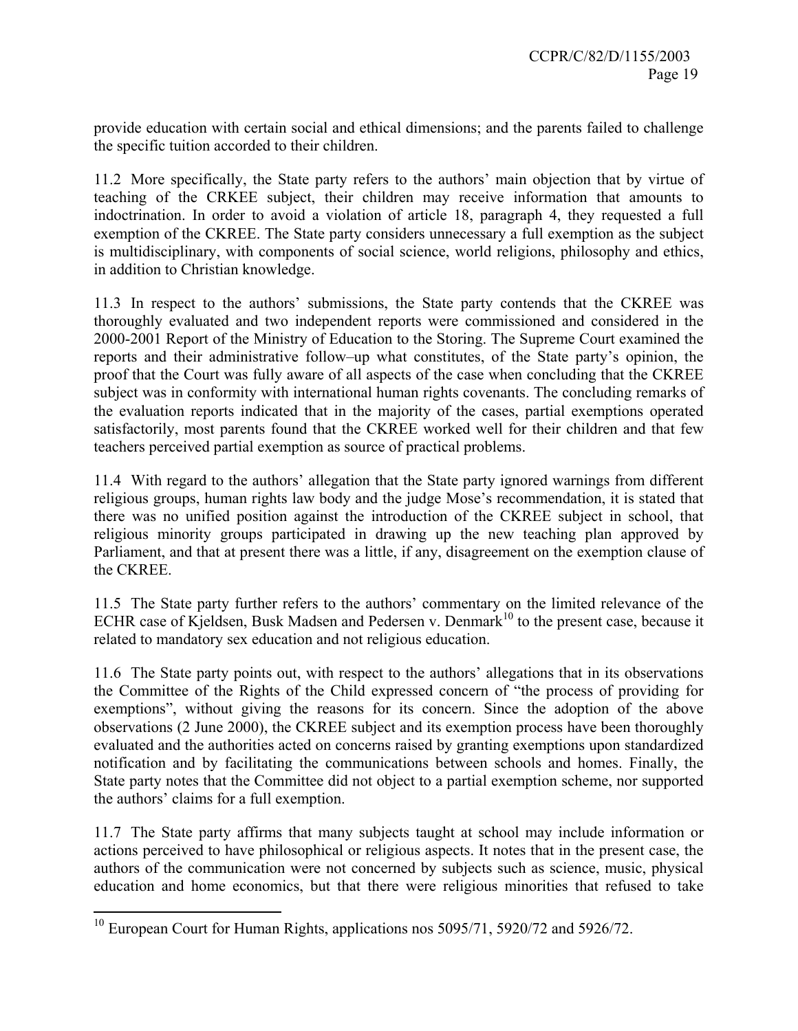provide education with certain social and ethical dimensions; and the parents failed to challenge the specific tuition accorded to their children.

11.2 More specifically, the State party refers to the authors' main objection that by virtue of teaching of the CRKEE subject, their children may receive information that amounts to indoctrination. In order to avoid a violation of article 18, paragraph 4, they requested a full exemption of the CKREE. The State party considers unnecessary a full exemption as the subject is multidisciplinary, with components of social science, world religions, philosophy and ethics, in addition to Christian knowledge.

11.3 In respect to the authors' submissions, the State party contends that the CKREE was thoroughly evaluated and two independent reports were commissioned and considered in the 2000-2001 Report of the Ministry of Education to the Storing. The Supreme Court examined the reports and their administrative follow–up what constitutes, of the State party's opinion, the proof that the Court was fully aware of all aspects of the case when concluding that the CKREE subject was in conformity with international human rights covenants. The concluding remarks of the evaluation reports indicated that in the majority of the cases, partial exemptions operated satisfactorily, most parents found that the CKREE worked well for their children and that few teachers perceived partial exemption as source of practical problems.

11.4 With regard to the authors' allegation that the State party ignored warnings from different religious groups, human rights law body and the judge Mose's recommendation, it is stated that there was no unified position against the introduction of the CKREE subject in school, that religious minority groups participated in drawing up the new teaching plan approved by Parliament, and that at present there was a little, if any, disagreement on the exemption clause of the CKREE.

11.5 The State party further refers to the authors' commentary on the limited relevance of the ECHR case of Kjeldsen, Busk Madsen and Pedersen v. Denmark[10] to the present case, because it related to mandatory sex education and not religious education.

11.6 The State party points out, with respect to the authors' allegations that in its observations the Committee of the Rights of the Child expressed concern of "the process of providing for exemptions", without giving the reasons for its concern. Since the adoption of the above observations (2 June 2000), the CKREE subject and its exemption process have been thoroughly evaluated and the authorities acted on concerns raised by granting exemptions upon standardized notification and by facilitating the communications between schools and homes. Finally, the State party notes that the Committee did not object to a partial exemption scheme, nor supported the authors' claims for a full exemption.

11.7 The State party affirms that many subjects taught at school may include information or actions perceived to have philosophical or religious aspects. It notes that in the present case, the authors of the communication were not concerned by subjects such as science, music, physical education and home economics, but that there were religious minorities that refused to take

[10] European Court for Human Rights, applications nos 5095/71, 5920/72 and 5926/72.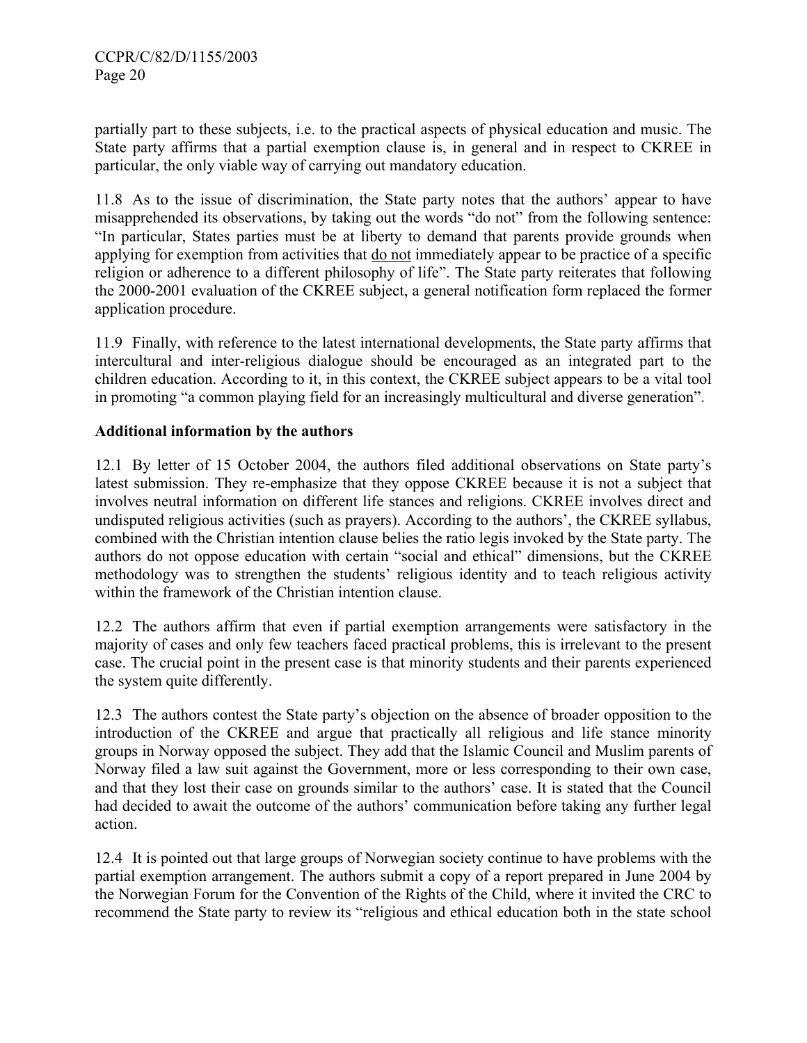partially part to these subjects, i.e. to the practical aspects of physical education and music. The State party affirms that a partial exemption clause is, in general and in respect to CKREE in particular, the only viable way of carrying out mandatory education.

11.8 As to the issue of discrimination, the State party notes that the authors' appear to have misapprehended its observations, by taking out the words "do not" from the following sentence: "In particular, States parties must be at liberty to demand that parents provide grounds when applying for exemption from activities that do not immediately appear to be practice of a specific religion or adherence to a different philosophy of life". The State party reiterates that following the 2000-2001 evaluation of the CKREE subject, a general notification form replaced the former application procedure.

11.9 Finally, with reference to the latest international developments, the State party affirms that intercultural and inter-religious dialogue should be encouraged as an integrated part to the children education. According to it, in this context, the CKREE subject appears to be a vital tool in promoting "a common playing field for an increasingly multicultural and diverse generation".

**Additional information by the authors**

12.1 By letter of 15 October 2004, the authors filed additional observations on State party's latest submission. They re-emphasize that they oppose CKREE because it is not a subject that involves neutral information on different life stances and religions. CKREE involves direct and undisputed religious activities (such as prayers). According to the authors', the CKREE syllabus, combined with the Christian intention clause belies the ratio legis invoked by the State party. The authors do not oppose education with certain "social and ethical" dimensions, but the CKREE methodology was to strengthen the students' religious identity and to teach religious activity within the framework of the Christian intention clause.

12.2 The authors affirm that even if partial exemption arrangements were satisfactory in the majority of cases and only few teachers faced practical problems, this is irrelevant to the present case. The crucial point in the present case is that minority students and their parents experienced the system quite differently.

12.3 The authors contest the State party's objection on the absence of broader opposition to the introduction of the CKREE and argue that practically all religious and life stance minority groups in Norway opposed the subject. They add that the Islamic Council and Muslim parents of Norway filed a law suit against the Government, more or less corresponding to their own case, and that they lost their case on grounds similar to the authors' case. It is stated that the Council had decided to await the outcome of the authors' communication before taking any further legal action.

12.4 It is pointed out that large groups of Norwegian society continue to have problems with the partial exemption arrangement. The authors submit a copy of a report prepared in June 2004 by the Norwegian Forum for the Convention of the Rights of the Child, where it invited the CRC to recommend the State party to review its "religious and ethical education both in the state school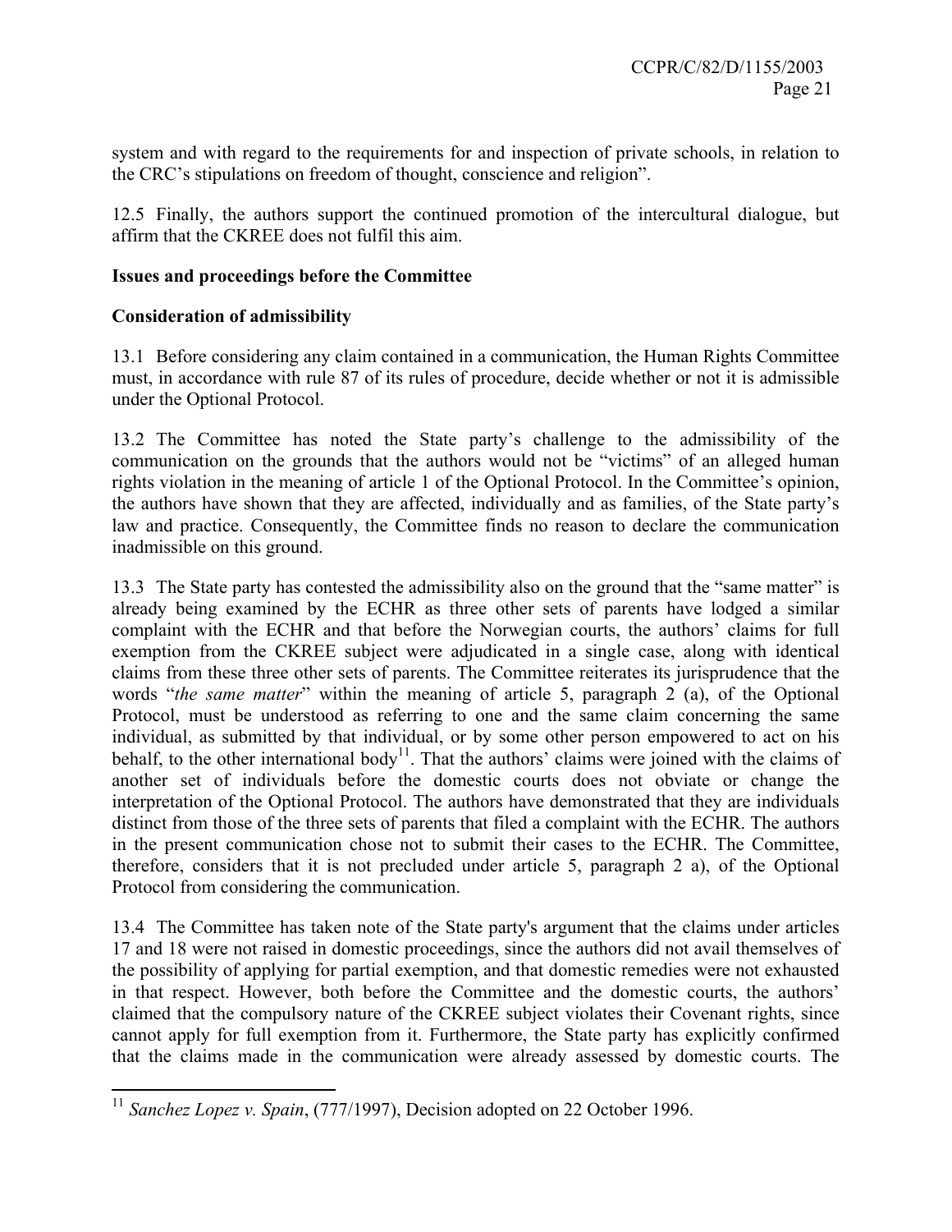system and with regard to the requirements for and inspection of private schools, in relation to the CRC's stipulations on freedom of thought, conscience and religion".

12.5 Finally, the authors support the continued promotion of the intercultural dialogue, but affirm that the CKREE does not fulfil this aim.

**Issues and proceedings before the Committee**

**Consideration of admissibility**

13.1 Before considering any claim contained in a communication, the Human Rights Committee must, in accordance with rule 87 of its rules of procedure, decide whether or not it is admissible under the Optional Protocol.

13.2 The Committee has noted the State party's challenge to the admissibility of the communication on the grounds that the authors would not be "victims" of an alleged human rights violation in the meaning of article 1 of the Optional Protocol. In the Committee's opinion, the authors have shown that they are affected, individually and as families, of the State party's law and practice. Consequently, the Committee finds no reason to declare the communication inadmissible on this ground.

13.3 The State party has contested the admissibility also on the ground that the "same matter" is already being examined by the ECHR as three other sets of parents have lodged a similar complaint with the ECHR and that before the Norwegian courts, the authors' claims for full exemption from the CKREE subject were adjudicated in a single case, along with identical claims from these three other sets of parents. The Committee reiterates its jurisprudence that the words "*the same matter*" within the meaning of article 5, paragraph 2 (a), of the Optional Protocol, must be understood as referring to one and the same claim concerning the same individual, as submitted by that individual, or by some other person empowered to act on his behalf, to the other international body[11]. That the authors' claims were joined with the claims of another set of individuals before the domestic courts does not obviate or change the interpretation of the Optional Protocol. The authors have demonstrated that they are individuals distinct from those of the three sets of parents that filed a complaint with the ECHR. The authors in the present communication chose not to submit their cases to the ECHR. The Committee, therefore, considers that it is not precluded under article 5, paragraph 2 a), of the Optional Protocol from considering the communication.

13.4 The Committee has taken note of the State party's argument that the claims under articles 17 and 18 were not raised in domestic proceedings, since the authors did not avail themselves of the possibility of applying for partial exemption, and that domestic remedies were not exhausted in that respect. However, both before the Committee and the domestic courts, the authors' claimed that the compulsory nature of the CKREE subject violates their Covenant rights, since cannot apply for full exemption from it. Furthermore, the State party has explicitly confirmed that the claims made in the communication were already assessed by domestic courts. The

[11] *Sanchez Lopez v. Spain*, (777/1997), Decision adopted on 22 October 1996.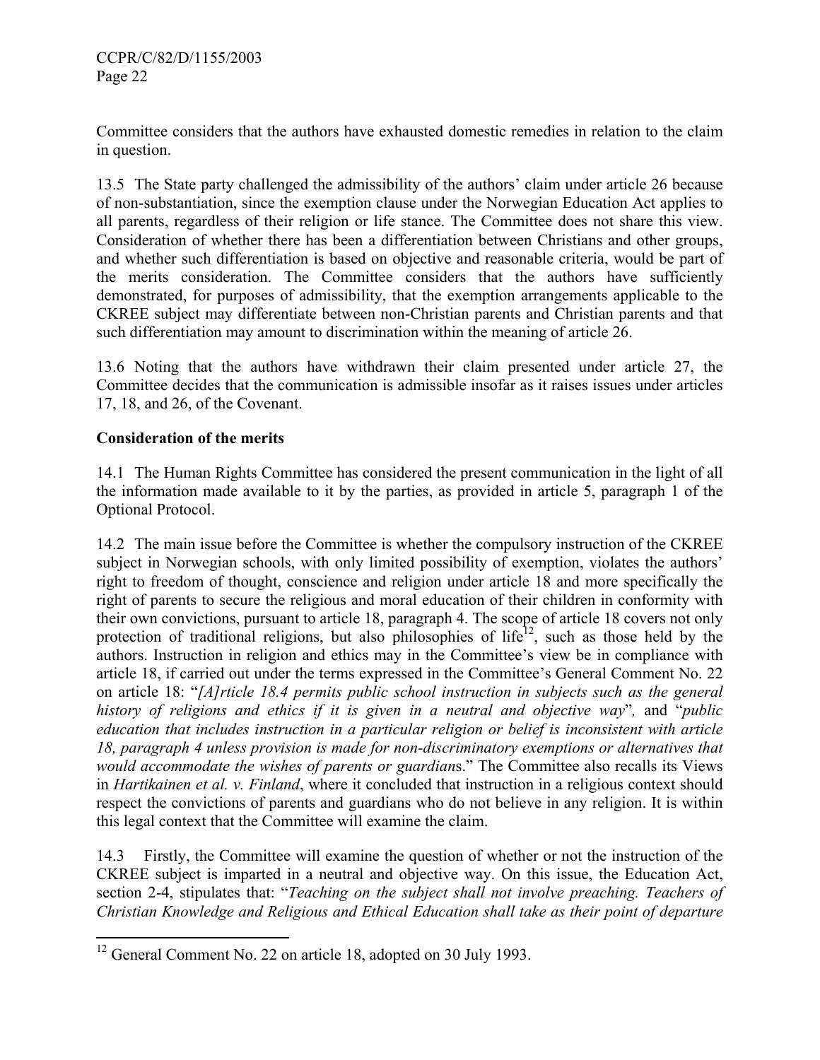Committee considers that the authors have exhausted domestic remedies in relation to the claim in question.

13.5 The State party challenged the admissibility of the authors' claim under article 26 because of non-substantiation, since the exemption clause under the Norwegian Education Act applies to all parents, regardless of their religion or life stance. The Committee does not share this view. Consideration of whether there has been a differentiation between Christians and other groups, and whether such differentiation is based on objective and reasonable criteria, would be part of the merits consideration. The Committee considers that the authors have sufficiently demonstrated, for purposes of admissibility, that the exemption arrangements applicable to the CKREE subject may differentiate between non-Christian parents and Christian parents and that such differentiation may amount to discrimination within the meaning of article 26.

13.6 Noting that the authors have withdrawn their claim presented under article 27, the Committee decides that the communication is admissible insofar as it raises issues under articles 17, 18, and 26, of the Covenant.

**Consideration of the merits**

14.1 The Human Rights Committee has considered the present communication in the light of all the information made available to it by the parties, as provided in article 5, paragraph 1 of the Optional Protocol.

14.2 The main issue before the Committee is whether the compulsory instruction of the CKREE subject in Norwegian schools, with only limited possibility of exemption, violates the authors' right to freedom of thought, conscience and religion under article 18 and more specifically the right of parents to secure the religious and moral education of their children in conformity with their own convictions, pursuant to article 18, paragraph 4. The scope of article 18 covers not only protection of traditional religions, but also philosophies of life[12], such as those held by the authors. Instruction in religion and ethics may in the Committee's view be in compliance with article 18, if carried out under the terms expressed in the Committee's General Comment No. 22 on article 18: "*[A]rticle 18.4 permits public school instruction in subjects such as the general history of religions and ethics if it is given in a neutral and objective way*", and "*public education that includes instruction in a particular religion or belief is inconsistent with article 18, paragraph 4 unless provision is made for non-discriminatory exemptions or alternatives that would accommodate the wishes of parents or guardians*." The Committee also recalls its Views in *Hartikainen et al. v. Finland*, where it concluded that instruction in a religious context should respect the convictions of parents and guardians who do not believe in any religion. It is within this legal context that the Committee will examine the claim.

14.3 Firstly, the Committee will examine the question of whether or not the instruction of the CKREE subject is imparted in a neutral and objective way. On this issue, the Education Act, section 2-4, stipulates that: "*Teaching on the subject shall not involve preaching. Teachers of Christian Knowledge and Religious and Ethical Education shall take as their point of departure*

---

[12] General Comment No. 22 on article 18, adopted on 30 July 1993.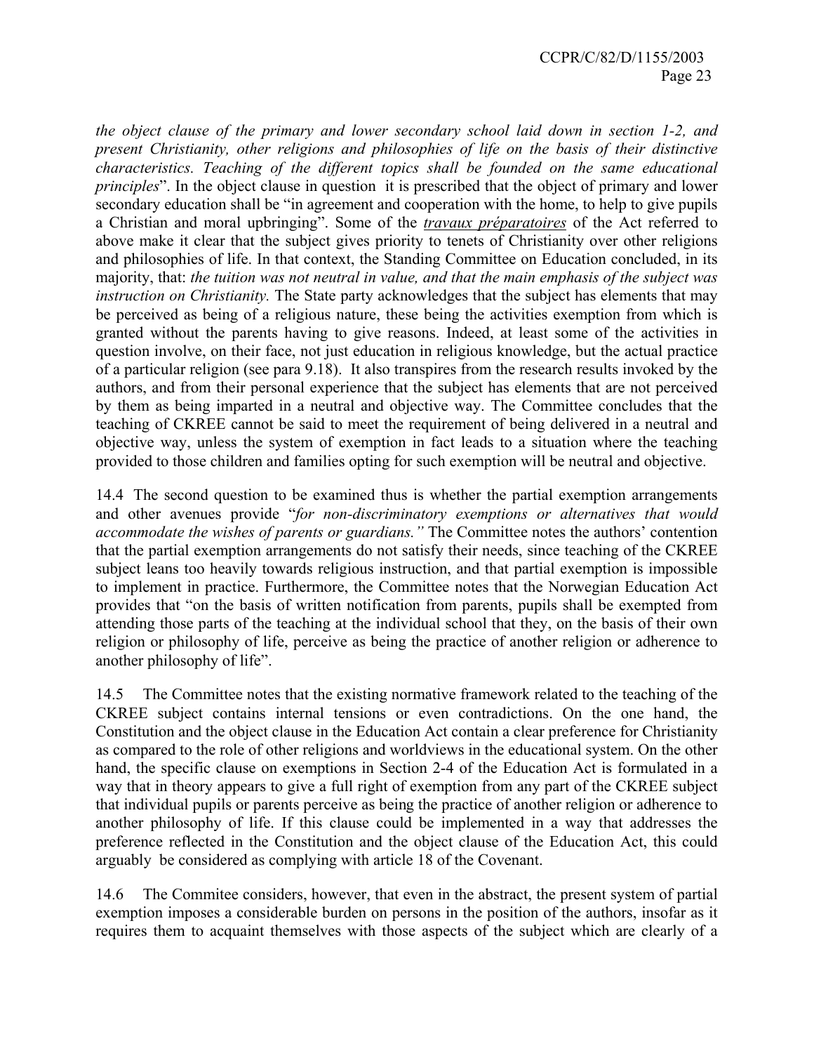*the object clause of the primary and lower secondary school laid down in section 1-2, and present Christianity, other religions and philosophies of life on the basis of their distinctive characteristics. Teaching of the different topics shall be founded on the same educational principles*". In the object clause in question it is prescribed that the object of primary and lower secondary education shall be "in agreement and cooperation with the home, to help to give pupils a Christian and moral upbringing". Some of the ***travaux préparatoires*** of the Act referred to above make it clear that the subject gives priority to tenets of Christianity over other religions and philosophies of life. In that context, the Standing Committee on Education concluded, in its majority, that: *the tuition was not neutral in value, and that the main emphasis of the subject was instruction on Christianity.* The State party acknowledges that the subject has elements that may be perceived as being of a religious nature, these being the activities exemption from which is granted without the parents having to give reasons. Indeed, at least some of the activities in question involve, on their face, not just education in religious knowledge, but the actual practice of a particular religion (see para 9.18). It also transpires from the research results invoked by the authors, and from their personal experience that the subject has elements that are not perceived by them as being imparted in a neutral and objective way. The Committee concludes that the teaching of CKREE cannot be said to meet the requirement of being delivered in a neutral and objective way, unless the system of exemption in fact leads to a situation where the teaching provided to those children and families opting for such exemption will be neutral and objective.

14.4 The second question to be examined thus is whether the partial exemption arrangements and other avenues provide "*for non-discriminatory exemptions or alternatives that would accommodate the wishes of parents or guardians."* The Committee notes the authors' contention that the partial exemption arrangements do not satisfy their needs, since teaching of the CKREE subject leans too heavily towards religious instruction, and that partial exemption is impossible to implement in practice. Furthermore, the Committee notes that the Norwegian Education Act provides that "on the basis of written notification from parents, pupils shall be exempted from attending those parts of the teaching at the individual school that they, on the basis of their own religion or philosophy of life, perceive as being the practice of another religion or adherence to another philosophy of life".

14.5 The Committee notes that the existing normative framework related to the teaching of the CKREE subject contains internal tensions or even contradictions. On the one hand, the Constitution and the object clause in the Education Act contain a clear preference for Christianity as compared to the role of other religions and worldviews in the educational system. On the other hand, the specific clause on exemptions in Section 2-4 of the Education Act is formulated in a way that in theory appears to give a full right of exemption from any part of the CKREE subject that individual pupils or parents perceive as being the practice of another religion or adherence to another philosophy of life. If this clause could be implemented in a way that addresses the preference reflected in the Constitution and the object clause of the Education Act, this could arguably be considered as complying with article 18 of the Covenant.

14.6 The Commitee considers, however, that even in the abstract, the present system of partial exemption imposes a considerable burden on persons in the position of the authors, insofar as it requires them to acquaint themselves with those aspects of the subject which are clearly of a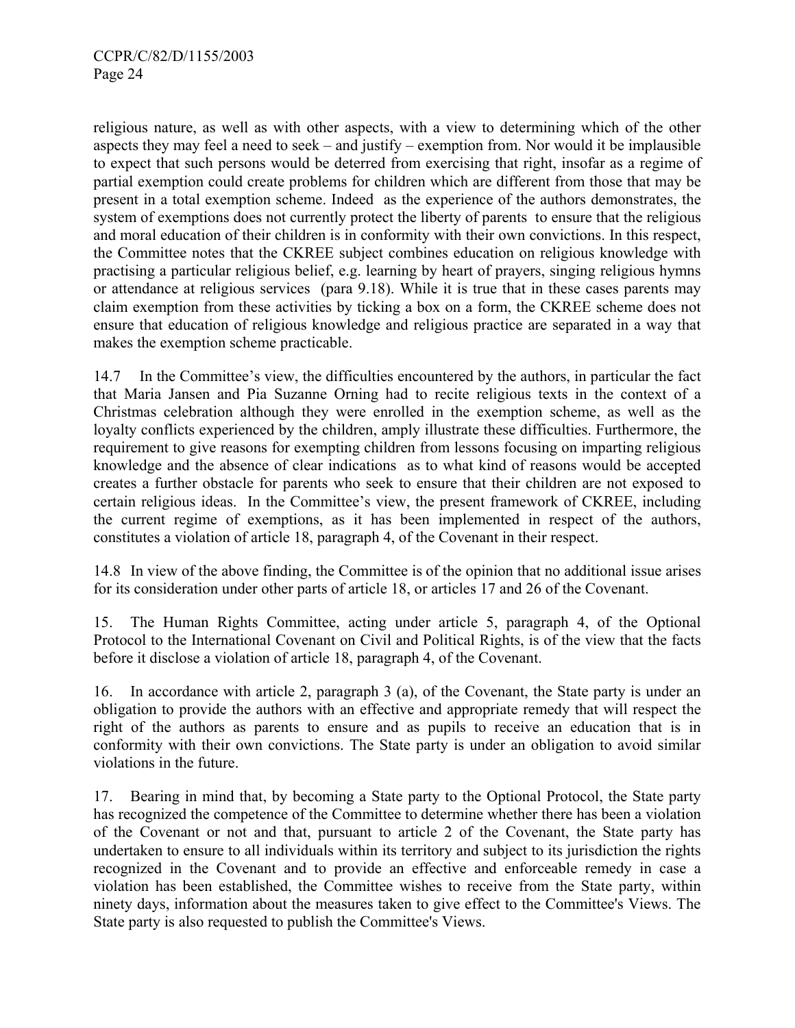religious nature, as well as with other aspects, with a view to determining which of the other aspects they may feel a need to seek – and justify – exemption from. Nor would it be implausible to expect that such persons would be deterred from exercising that right, insofar as a regime of partial exemption could create problems for children which are different from those that may be present in a total exemption scheme. Indeed as the experience of the authors demonstrates, the system of exemptions does not currently protect the liberty of parents to ensure that the religious and moral education of their children is in conformity with their own convictions. In this respect, the Committee notes that the CKREE subject combines education on religious knowledge with practising a particular religious belief, e.g. learning by heart of prayers, singing religious hymns or attendance at religious services (para 9.18). While it is true that in these cases parents may claim exemption from these activities by ticking a box on a form, the CKREE scheme does not ensure that education of religious knowledge and religious practice are separated in a way that makes the exemption scheme practicable.

14.7 In the Committee's view, the difficulties encountered by the authors, in particular the fact that Maria Jansen and Pia Suzanne Orning had to recite religious texts in the context of a Christmas celebration although they were enrolled in the exemption scheme, as well as the loyalty conflicts experienced by the children, amply illustrate these difficulties. Furthermore, the requirement to give reasons for exempting children from lessons focusing on imparting religious knowledge and the absence of clear indications as to what kind of reasons would be accepted creates a further obstacle for parents who seek to ensure that their children are not exposed to certain religious ideas. In the Committee's view, the present framework of CKREE, including the current regime of exemptions, as it has been implemented in respect of the authors, constitutes a violation of article 18, paragraph 4, of the Covenant in their respect.

14.8 In view of the above finding, the Committee is of the opinion that no additional issue arises for its consideration under other parts of article 18, or articles 17 and 26 of the Covenant.

15. The Human Rights Committee, acting under article 5, paragraph 4, of the Optional Protocol to the International Covenant on Civil and Political Rights, is of the view that the facts before it disclose a violation of article 18, paragraph 4, of the Covenant.

16. In accordance with article 2, paragraph 3 (a), of the Covenant, the State party is under an obligation to provide the authors with an effective and appropriate remedy that will respect the right of the authors as parents to ensure and as pupils to receive an education that is in conformity with their own convictions. The State party is under an obligation to avoid similar violations in the future.

17. Bearing in mind that, by becoming a State party to the Optional Protocol, the State party has recognized the competence of the Committee to determine whether there has been a violation of the Covenant or not and that, pursuant to article 2 of the Covenant, the State party has undertaken to ensure to all individuals within its territory and subject to its jurisdiction the rights recognized in the Covenant and to provide an effective and enforceable remedy in case a violation has been established, the Committee wishes to receive from the State party, within ninety days, information about the measures taken to give effect to the Committee's Views. The State party is also requested to publish the Committee's Views.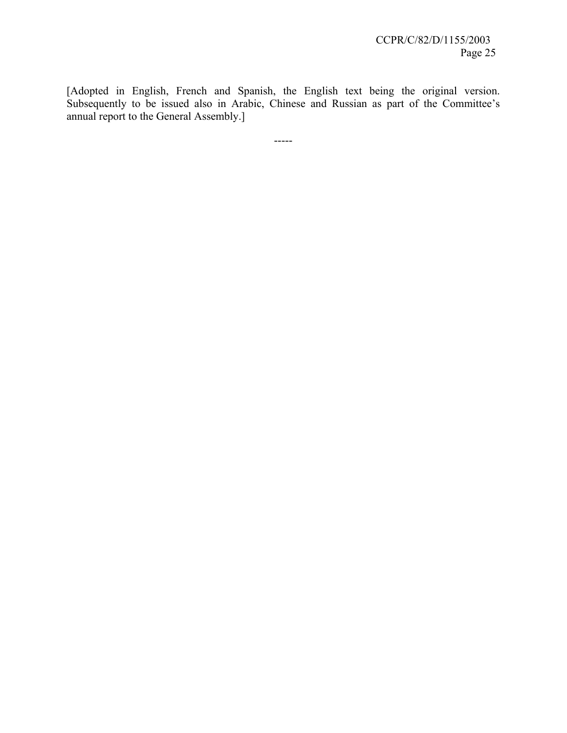[Adopted in English, French and Spanish, the English text being the original version. Subsequently to be issued also in Arabic, Chinese and Russian as part of the Committee's annual report to the General Assembly.]

-----